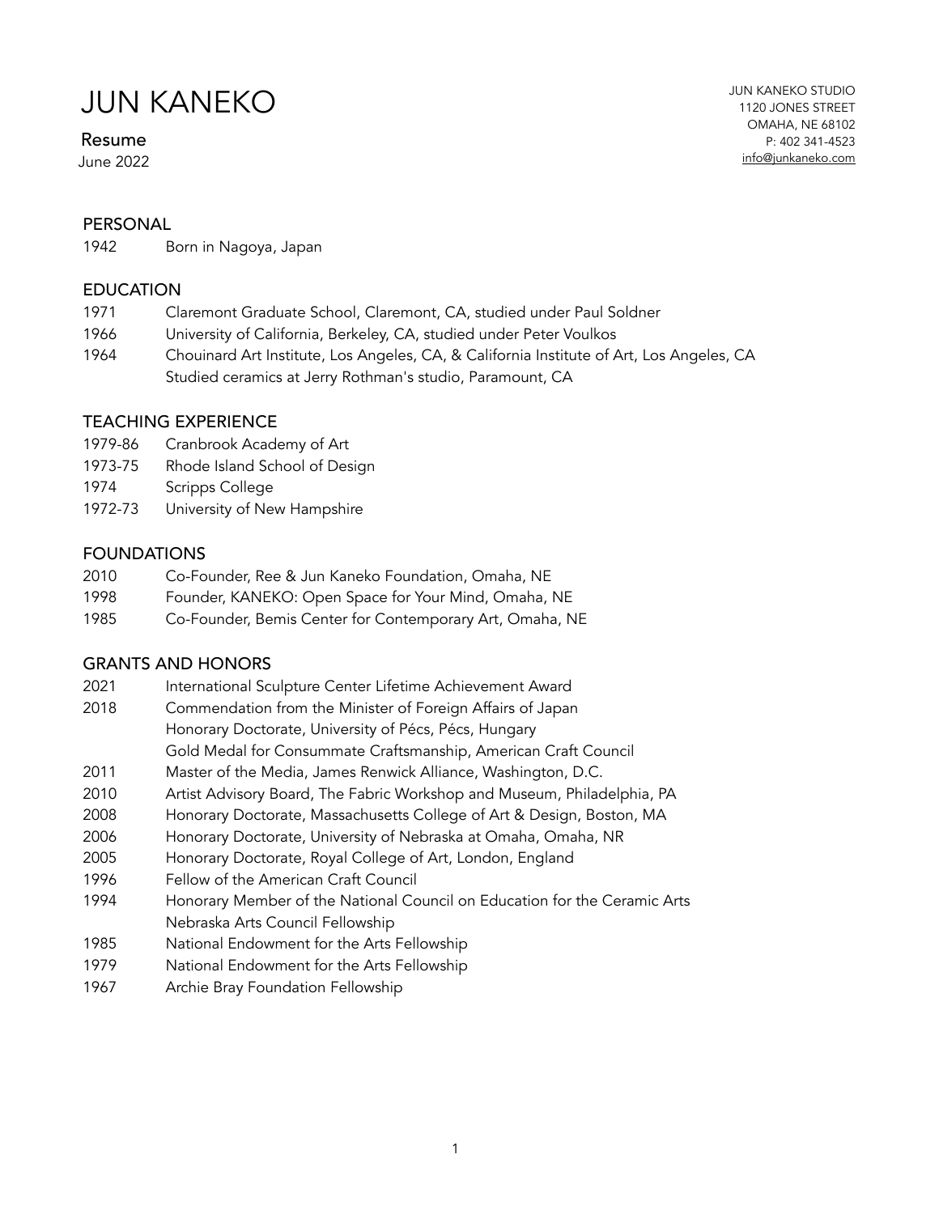# JUN KANEKO

JUN KANEKO STUDIO
1120 JONES STREET
OMAHA, NE 68102
P: 402 341-4523
info@junkaneko.com

## Resume

June 2022

### PERSONAL

1942 Born in Nagoya, Japan

### EDUCATION

1971 Claremont Graduate School, Claremont, CA, studied under Paul Soldner
1966 University of California, Berkeley, CA, studied under Peter Voulkos
1964 Chouinard Art Institute, Los Angeles, CA, & California Institute of Art, Los Angeles, CA
Studied ceramics at Jerry Rothman's studio, Paramount, CA

### TEACHING EXPERIENCE

1979-86 Cranbrook Academy of Art
1973-75 Rhode Island School of Design
1974 Scripps College
1972-73 University of New Hampshire

### FOUNDATIONS

2010 Co-Founder, Ree & Jun Kaneko Foundation, Omaha, NE
1998 Founder, KANEKO: Open Space for Your Mind, Omaha, NE
1985 Co-Founder, Bemis Center for Contemporary Art, Omaha, NE

### GRANTS AND HONORS

2021 International Sculpture Center Lifetime Achievement Award
2018 Commendation from the Minister of Foreign Affairs of Japan
Honorary Doctorate, University of Pécs, Pécs, Hungary
Gold Medal for Consummate Craftsmanship, American Craft Council
2011 Master of the Media, James Renwick Alliance, Washington, D.C.
2010 Artist Advisory Board, The Fabric Workshop and Museum, Philadelphia, PA
2008 Honorary Doctorate, Massachusetts College of Art & Design, Boston, MA
2006 Honorary Doctorate, University of Nebraska at Omaha, Omaha, NR
2005 Honorary Doctorate, Royal College of Art, London, England
1996 Fellow of the American Craft Council
1994 Honorary Member of the National Council on Education for the Ceramic Arts
Nebraska Arts Council Fellowship
1985 National Endowment for the Arts Fellowship
1979 National Endowment for the Arts Fellowship
1967 Archie Bray Foundation Fellowship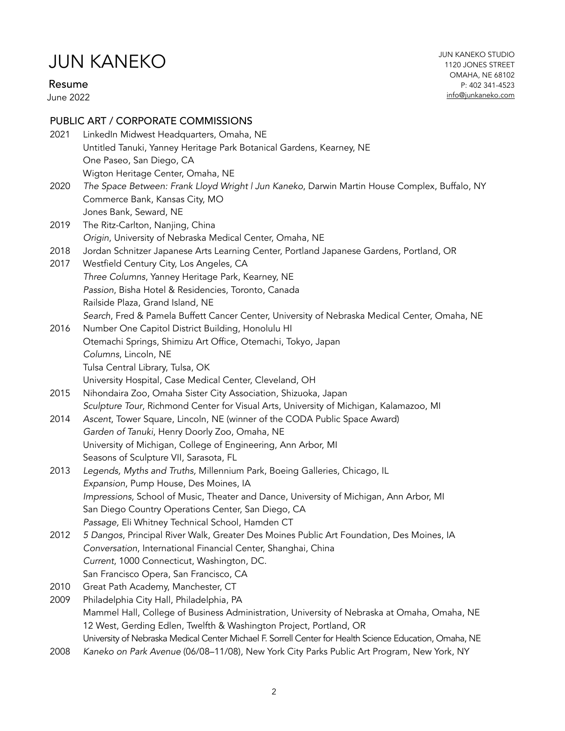# JUN KANEKO

## Resume

June 2022

JUN KANEKO STUDIO
1120 JONES STREET
OMAHA, NE 68102
P: 402 341-4523
info@junkaneko.com

### PUBLIC ART / CORPORATE COMMISSIONS

2021 LinkedIn Midwest Headquarters, Omaha, NE
Untitled Tanuki, Yanney Heritage Park Botanical Gardens, Kearney, NE
One Paseo, San Diego, CA
Wigton Heritage Center, Omaha, NE

2020 *The Space Between: Frank Lloyd Wright l Jun Kaneko*, Darwin Martin House Complex, Buffalo, NY
Commerce Bank, Kansas City, MO
Jones Bank, Seward, NE

2019 The Ritz-Carlton, Nanjing, China
*Origin*, University of Nebraska Medical Center, Omaha, NE

2018 Jordan Schnitzer Japanese Arts Learning Center, Portland Japanese Gardens, Portland, OR

2017 Westfield Century City, Los Angeles, CA
*Three Columns*, Yanney Heritage Park, Kearney, NE
*Passion*, Bisha Hotel & Residencies, Toronto, Canada
Railside Plaza, Grand Island, NE
*Search*, Fred & Pamela Buffett Cancer Center, University of Nebraska Medical Center, Omaha, NE

2016 Number One Capitol District Building, Honolulu HI
Otemachi Springs, Shimizu Art Office, Otemachi, Tokyo, Japan
*Columns*, Lincoln, NE
Tulsa Central Library, Tulsa, OK
University Hospital, Case Medical Center, Cleveland, OH

2015 Nihondaira Zoo, Omaha Sister City Association, Shizuoka, Japan
*Sculpture Tour*, Richmond Center for Visual Arts, University of Michigan, Kalamazoo, MI

2014 *Ascent*, Tower Square, Lincoln, NE (winner of the CODA Public Space Award)
*Garden of Tanuki*, Henry Doorly Zoo, Omaha, NE
University of Michigan, College of Engineering, Ann Arbor, MI
Seasons of Sculpture VII, Sarasota, FL

2013 *Legends, Myths and Truths,* Millennium Park, Boeing Galleries, Chicago, IL
*Expansion*, Pump House, Des Moines, IA
*Impressions,* School of Music, Theater and Dance, University of Michigan, Ann Arbor, MI
San Diego Country Operations Center, San Diego, CA
*Passage,* Eli Whitney Technical School, Hamden CT

2012 *5 Dangos*, Principal River Walk, Greater Des Moines Public Art Foundation, Des Moines, IA
*Conversation*, International Financial Center, Shanghai, China
*Current*, 1000 Connecticut, Washington, DC.
San Francisco Opera, San Francisco, CA

2010 Great Path Academy, Manchester, CT

2009 Philadelphia City Hall, Philadelphia, PA
Mammel Hall, College of Business Administration, University of Nebraska at Omaha, Omaha, NE
12 West, Gerding Edlen, Twelfth & Washington Project, Portland, OR
University of Nebraska Medical Center Michael F. Sorrell Center for Health Science Education, Omaha, NE

2008 *Kaneko on Park Avenue* (06/08–11/08), New York City Parks Public Art Program, New York, NY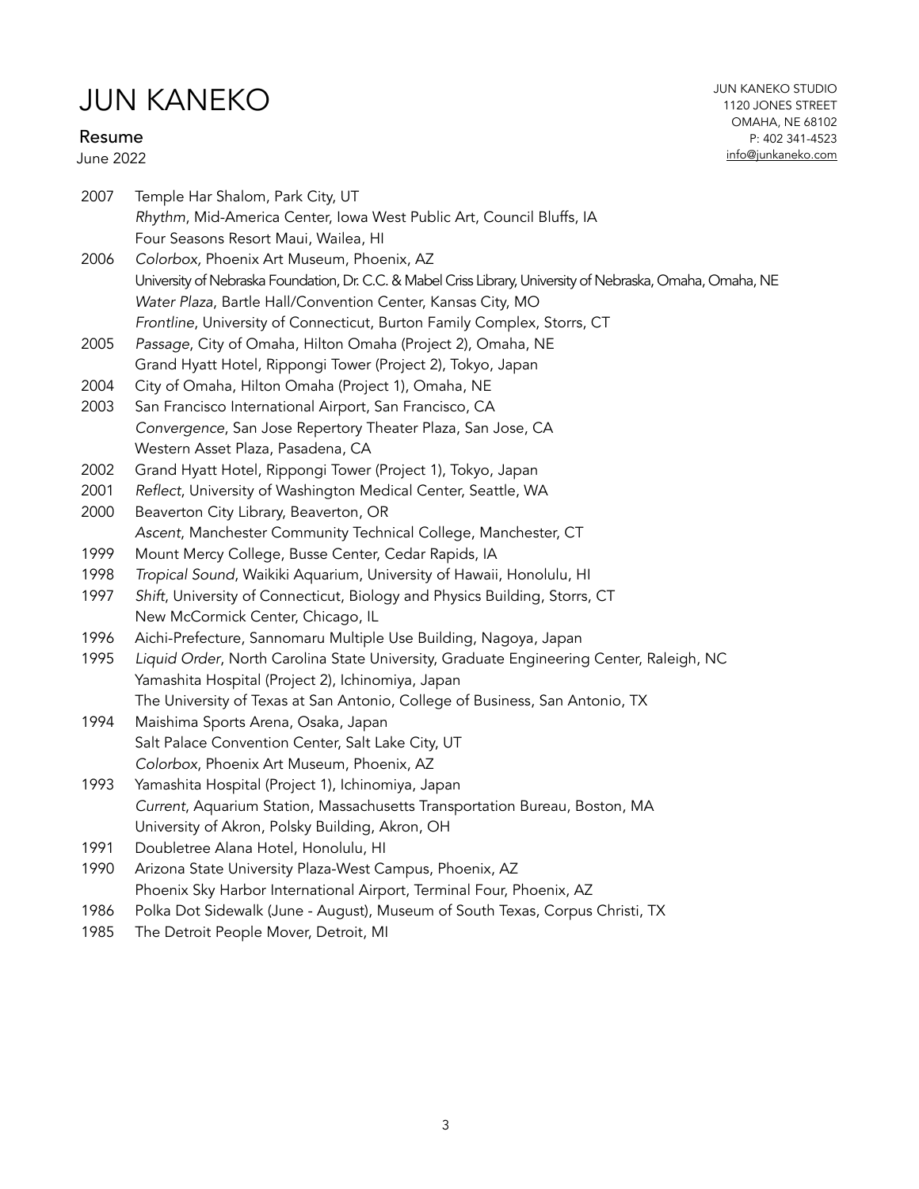2007 Temple Har Shalom, Park City, UT
*Rhythm*, Mid-America Center, Iowa West Public Art, Council Bluffs, IA
Four Seasons Resort Maui, Wailea, HI

2006 *Colorbox,* Phoenix Art Museum, Phoenix, AZ
University of Nebraska Foundation, Dr. C.C. & Mabel Criss Library, University of Nebraska, Omaha, Omaha, NE
*Water Plaza*, Bartle Hall/Convention Center, Kansas City, MO
*Frontline*, University of Connecticut, Burton Family Complex, Storrs, CT

2005 *Passage*, City of Omaha, Hilton Omaha (Project 2), Omaha, NE
Grand Hyatt Hotel, Rippongi Tower (Project 2), Tokyo, Japan

2004 City of Omaha, Hilton Omaha (Project 1), Omaha, NE

2003 San Francisco International Airport, San Francisco, CA
*Convergence*, San Jose Repertory Theater Plaza, San Jose, CA
Western Asset Plaza, Pasadena, CA

2002 Grand Hyatt Hotel, Rippongi Tower (Project 1), Tokyo, Japan

2001 *Reflect*, University of Washington Medical Center, Seattle, WA

2000 Beaverton City Library, Beaverton, OR
*Ascent*, Manchester Community Technical College, Manchester, CT

1999 Mount Mercy College, Busse Center, Cedar Rapids, IA

1998 *Tropical Sound*, Waikiki Aquarium, University of Hawaii, Honolulu, HI

1997 *Shift*, University of Connecticut, Biology and Physics Building, Storrs, CT
New McCormick Center, Chicago, IL

1996 Aichi-Prefecture, Sannomaru Multiple Use Building, Nagoya, Japan

1995 *Liquid Order*, North Carolina State University, Graduate Engineering Center, Raleigh, NC
Yamashita Hospital (Project 2), Ichinomiya, Japan
The University of Texas at San Antonio, College of Business, San Antonio, TX

1994 Maishima Sports Arena, Osaka, Japan
Salt Palace Convention Center, Salt Lake City, UT
*Colorbox*, Phoenix Art Museum, Phoenix, AZ

1993 Yamashita Hospital (Project 1), Ichinomiya, Japan
*Current*, Aquarium Station, Massachusetts Transportation Bureau, Boston, MA
University of Akron, Polsky Building, Akron, OH

1991 Doubletree Alana Hotel, Honolulu, HI

1990 Arizona State University Plaza-West Campus, Phoenix, AZ
Phoenix Sky Harbor International Airport, Terminal Four, Phoenix, AZ

1986 Polka Dot Sidewalk (June - August), Museum of South Texas, Corpus Christi, TX

1985 The Detroit People Mover, Detroit, MI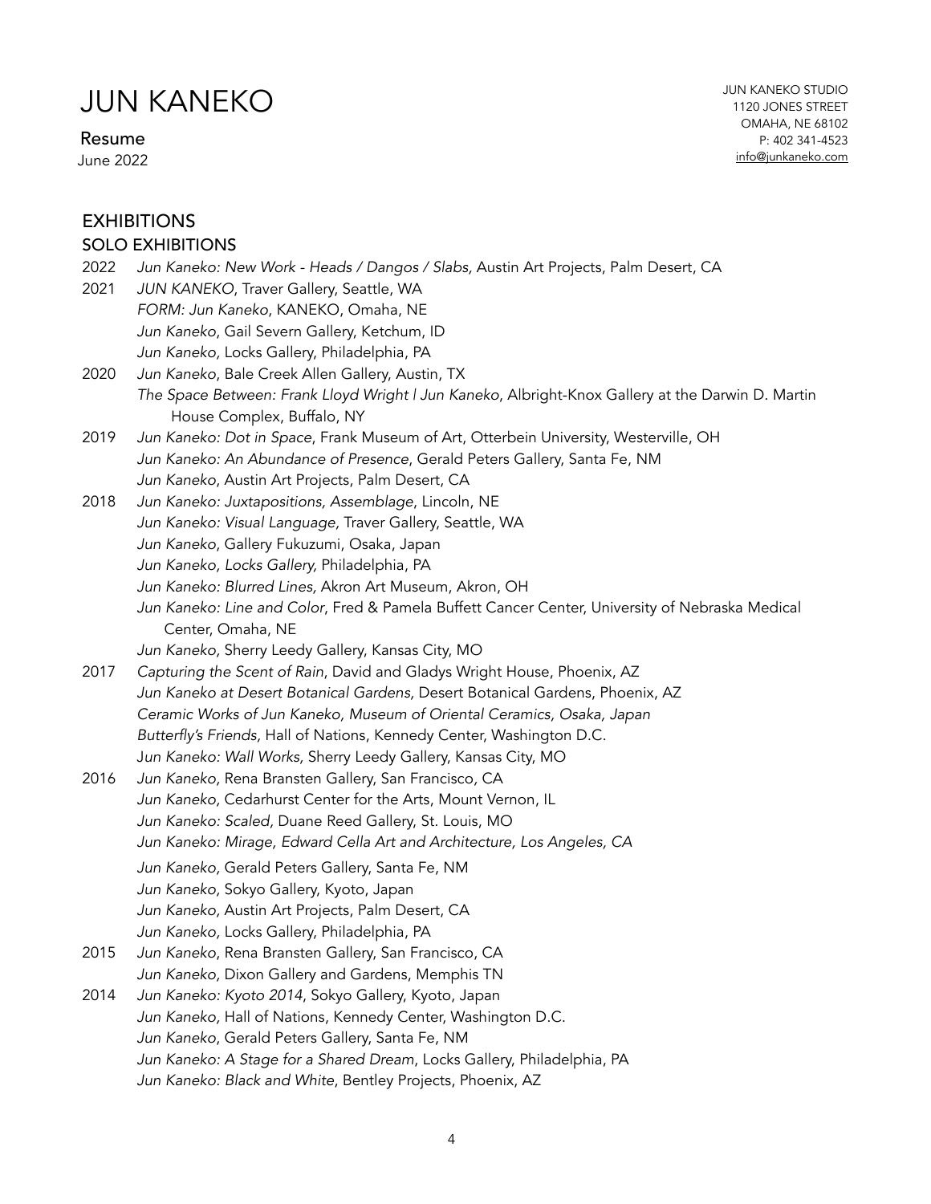# JUN KANEKO

Resume
June 2022

JUN KANEKO STUDIO
1120 JONES STREET
OMAHA, NE 68102
P: 402 341-4523
info@junkaneko.com

## EXHIBITIONS

### SOLO EXHIBITIONS

2022 *Jun Kaneko: New Work - Heads / Dangos / Slabs,* Austin Art Projects, Palm Desert, CA

2021 *JUN KANEKO*, Traver Gallery, Seattle, WA
*FORM: Jun Kaneko*, KANEKO, Omaha, NE
*Jun Kaneko*, Gail Severn Gallery, Ketchum, ID
*Jun Kaneko,* Locks Gallery, Philadelphia, PA

2020 *Jun Kaneko*, Bale Creek Allen Gallery, Austin, TX
*The Space Between: Frank Lloyd Wright | Jun Kaneko*, Albright-Knox Gallery at the Darwin D. Martin House Complex, Buffalo, NY

2019 *Jun Kaneko: Dot in Space*, Frank Museum of Art, Otterbein University, Westerville, OH
*Jun Kaneko: An Abundance of Presence*, Gerald Peters Gallery, Santa Fe, NM
*Jun Kaneko*, Austin Art Projects, Palm Desert, CA

2018 *Jun Kaneko: Juxtapositions, Assemblage*, Lincoln, NE
*Jun Kaneko: Visual Language,* Traver Gallery, Seattle, WA
*Jun Kaneko*, Gallery Fukuzumi, Osaka, Japan
*Jun Kaneko, Locks Gallery,* Philadelphia, PA
*Jun Kaneko: Blurred Lines,* Akron Art Museum, Akron, OH
*Jun Kaneko: Line and Color*, Fred & Pamela Buffett Cancer Center, University of Nebraska Medical Center, Omaha, NE
*Jun Kaneko,* Sherry Leedy Gallery, Kansas City, MO

2017 *Capturing the Scent of Rain*, David and Gladys Wright House, Phoenix, AZ
*Jun Kaneko at Desert Botanical Gardens,* Desert Botanical Gardens, Phoenix, AZ
*Ceramic Works of Jun Kaneko, Museum of Oriental Ceramics, Osaka, Japan*
*Butterfly's Friends,* Hall of Nations, Kennedy Center, Washington D.C.
*Jun Kaneko: Wall Works,* Sherry Leedy Gallery, Kansas City, MO

2016 *Jun Kaneko,* Rena Bransten Gallery, San Francisco, CA
*Jun Kaneko,* Cedarhurst Center for the Arts, Mount Vernon, IL
*Jun Kaneko: Scaled,* Duane Reed Gallery, St. Louis, MO
*Jun Kaneko: Mirage, Edward Cella Art and Architecture, Los Angeles, CA*
*Jun Kaneko,* Gerald Peters Gallery, Santa Fe, NM
*Jun Kaneko,* Sokyo Gallery, Kyoto, Japan
*Jun Kaneko,* Austin Art Projects, Palm Desert, CA
*Jun Kaneko,* Locks Gallery, Philadelphia, PA

2015 *Jun Kaneko*, Rena Bransten Gallery, San Francisco, CA
*Jun Kaneko,* Dixon Gallery and Gardens, Memphis TN

2014 *Jun Kaneko: Kyoto 2014*, Sokyo Gallery, Kyoto, Japan
*Jun Kaneko,* Hall of Nations, Kennedy Center, Washington D.C.
*Jun Kaneko*, Gerald Peters Gallery, Santa Fe, NM
*Jun Kaneko: A Stage for a Shared Dream*, Locks Gallery, Philadelphia, PA
*Jun Kaneko: Black and White*, Bentley Projects, Phoenix, AZ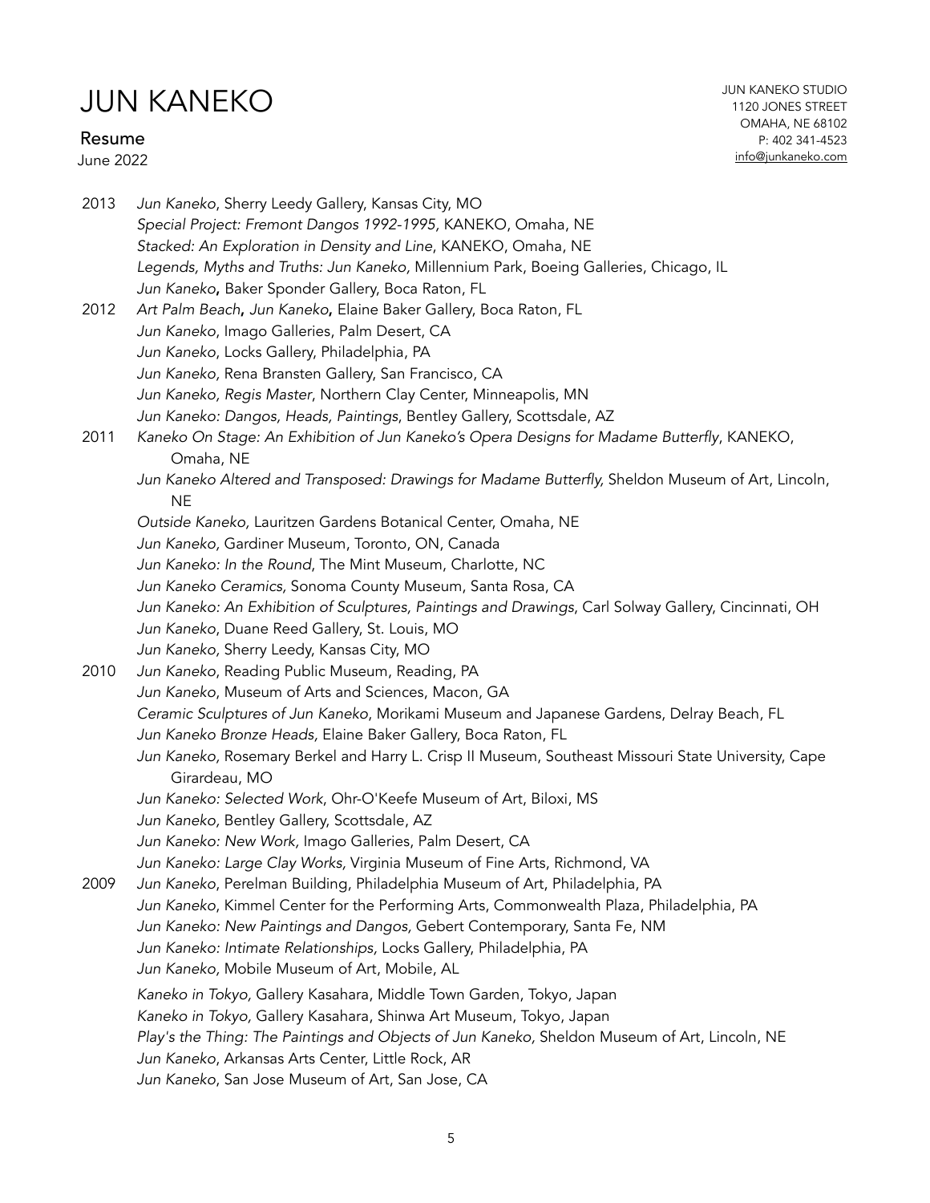2013 *Jun Kaneko*, Sherry Leedy Gallery, Kansas City, MO
*Special Project: Fremont Dangos 1992-1995*, KANEKO, Omaha, NE
*Stacked: An Exploration in Density and Line*, KANEKO, Omaha, NE
*Legends, Myths and Truths: Jun Kaneko,* Millennium Park, Boeing Galleries, Chicago, IL
*Jun Kaneko*, Baker Sponder Gallery, Boca Raton, FL

2012 *Art Palm Beach, Jun Kaneko,* Elaine Baker Gallery, Boca Raton, FL
*Jun Kaneko*, Imago Galleries, Palm Desert, CA
*Jun Kaneko*, Locks Gallery, Philadelphia, PA
*Jun Kaneko,* Rena Bransten Gallery, San Francisco, CA
*Jun Kaneko, Regis Master*, Northern Clay Center, Minneapolis, MN
*Jun Kaneko: Dangos, Heads, Paintings*, Bentley Gallery, Scottsdale, AZ

2011 *Kaneko On Stage: An Exhibition of Jun Kaneko's Opera Designs for Madame Butterfly*, KANEKO, Omaha, NE
*Jun Kaneko Altered and Transposed: Drawings for Madame Butterfly,* Sheldon Museum of Art, Lincoln, NE
*Outside Kaneko,* Lauritzen Gardens Botanical Center, Omaha, NE
*Jun Kaneko,* Gardiner Museum, Toronto, ON, Canada
*Jun Kaneko: In the Round*, The Mint Museum, Charlotte, NC
*Jun Kaneko Ceramics,* Sonoma County Museum, Santa Rosa, CA
*Jun Kaneko: An Exhibition of Sculptures, Paintings and Drawings*, Carl Solway Gallery, Cincinnati, OH
*Jun Kaneko*, Duane Reed Gallery, St. Louis, MO
*Jun Kaneko,* Sherry Leedy, Kansas City, MO

2010 *Jun Kaneko*, Reading Public Museum, Reading, PA
*Jun Kaneko*, Museum of Arts and Sciences, Macon, GA
*Ceramic Sculptures of Jun Kaneko*, Morikami Museum and Japanese Gardens, Delray Beach, FL
*Jun Kaneko Bronze Heads,* Elaine Baker Gallery, Boca Raton, FL
*Jun Kaneko,* Rosemary Berkel and Harry L. Crisp II Museum, Southeast Missouri State University, Cape Girardeau, MO
*Jun Kaneko: Selected Work*, Ohr-O'Keefe Museum of Art, Biloxi, MS
*Jun Kaneko,* Bentley Gallery, Scottsdale, AZ
*Jun Kaneko: New Work,* Imago Galleries, Palm Desert, CA
*Jun Kaneko: Large Clay Works,* Virginia Museum of Fine Arts, Richmond, VA

2009 *Jun Kaneko*, Perelman Building, Philadelphia Museum of Art, Philadelphia, PA
*Jun Kaneko*, Kimmel Center for the Performing Arts, Commonwealth Plaza, Philadelphia, PA
*Jun Kaneko: New Paintings and Dangos,* Gebert Contemporary, Santa Fe, NM
*Jun Kaneko: Intimate Relationships,* Locks Gallery, Philadelphia, PA
*Jun Kaneko,* Mobile Museum of Art, Mobile, AL
*Kaneko in Tokyo,* Gallery Kasahara, Middle Town Garden, Tokyo, Japan
*Kaneko in Tokyo,* Gallery Kasahara, Shinwa Art Museum, Tokyo, Japan
*Play's the Thing: The Paintings and Objects of Jun Kaneko,* Sheldon Museum of Art, Lincoln, NE
*Jun Kaneko*, Arkansas Arts Center, Little Rock, AR
*Jun Kaneko*, San Jose Museum of Art, San Jose, CA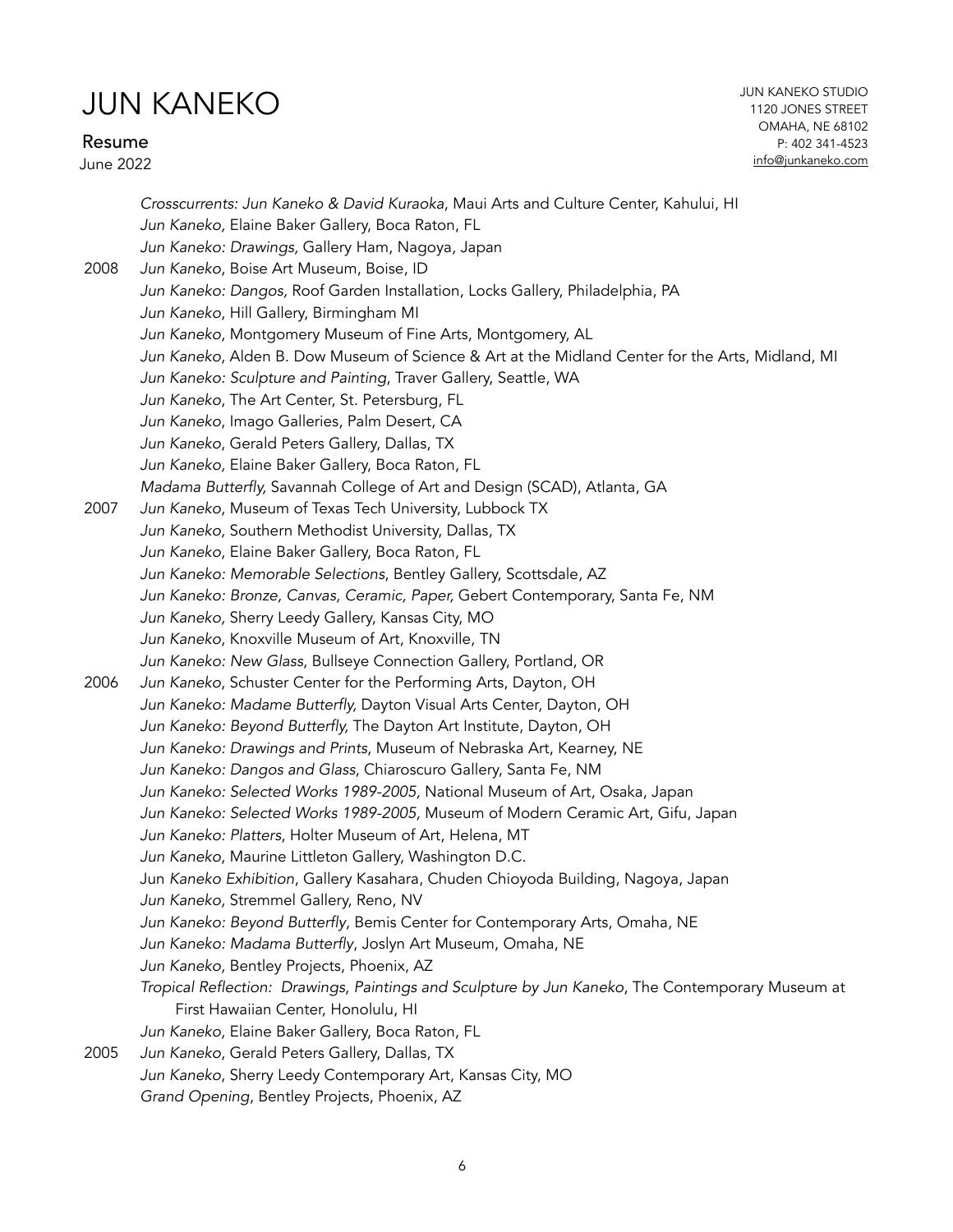*Crosscurrents: Jun Kaneko & David Kuraoka*, Maui Arts and Culture Center, Kahului, HI
*Jun Kaneko,* Elaine Baker Gallery, Boca Raton, FL
*Jun Kaneko: Drawings,* Gallery Ham, Nagoya, Japan

2008 *Jun Kaneko*, Boise Art Museum, Boise, ID
*Jun Kaneko: Dangos,* Roof Garden Installation, Locks Gallery, Philadelphia, PA
*Jun Kaneko*, Hill Gallery, Birmingham MI
*Jun Kaneko*, Montgomery Museum of Fine Arts, Montgomery, AL
*Jun Kaneko*, Alden B. Dow Museum of Science & Art at the Midland Center for the Arts, Midland, MI
*Jun Kaneko: Sculpture and Painting*, Traver Gallery, Seattle, WA
*Jun Kaneko*, The Art Center, St. Petersburg, FL
*Jun Kaneko*, Imago Galleries, Palm Desert, CA
*Jun Kaneko*, Gerald Peters Gallery, Dallas, TX
*Jun Kaneko,* Elaine Baker Gallery, Boca Raton, FL
*Madama Butterfly,* Savannah College of Art and Design (SCAD), Atlanta, GA

2007 *Jun Kaneko*, Museum of Texas Tech University, Lubbock TX
*Jun Kaneko,* Southern Methodist University, Dallas, TX
*Jun Kaneko*, Elaine Baker Gallery, Boca Raton, FL
*Jun Kaneko: Memorable Selections*, Bentley Gallery, Scottsdale, AZ
*Jun Kaneko: Bronze, Canvas, Ceramic, Paper,* Gebert Contemporary, Santa Fe, NM
*Jun Kaneko,* Sherry Leedy Gallery, Kansas City, MO
*Jun Kaneko*, Knoxville Museum of Art, Knoxville, TN
*Jun Kaneko: New Glass*, Bullseye Connection Gallery, Portland, OR

2006 *Jun Kaneko*, Schuster Center for the Performing Arts, Dayton, OH
*Jun Kaneko: Madame Butterfly,* Dayton Visual Arts Center, Dayton, OH
*Jun Kaneko: Beyond Butterfly,* The Dayton Art Institute, Dayton, OH
*Jun Kaneko: Drawings and Prints*, Museum of Nebraska Art, Kearney, NE
*Jun Kaneko: Dangos and Glass*, Chiaroscuro Gallery, Santa Fe, NM
*Jun Kaneko: Selected Works 1989-2005,* National Museum of Art, Osaka, Japan
*Jun Kaneko: Selected Works 1989-2005,* Museum of Modern Ceramic Art, Gifu, Japan
*Jun Kaneko: Platters*, Holter Museum of Art, Helena, MT
*Jun Kaneko*, Maurine Littleton Gallery, Washington D.C.
Jun *Kaneko Exhibition*, Gallery Kasahara, Chuden Chioyoda Building, Nagoya, Japan
*Jun Kaneko*, Stremmel Gallery, Reno, NV
*Jun Kaneko: Beyond Butterfly*, Bemis Center for Contemporary Arts, Omaha, NE
*Jun Kaneko: Madama Butterfly*, Joslyn Art Museum, Omaha, NE
*Jun Kaneko*, Bentley Projects, Phoenix, AZ
*Tropical Reflection: Drawings, Paintings and Sculpture by Jun Kaneko*, The Contemporary Museum at First Hawaiian Center, Honolulu, HI
*Jun Kaneko*, Elaine Baker Gallery, Boca Raton, FL

2005 *Jun Kaneko*, Gerald Peters Gallery, Dallas, TX
*Jun Kaneko*, Sherry Leedy Contemporary Art, Kansas City, MO
*Grand Opening*, Bentley Projects, Phoenix, AZ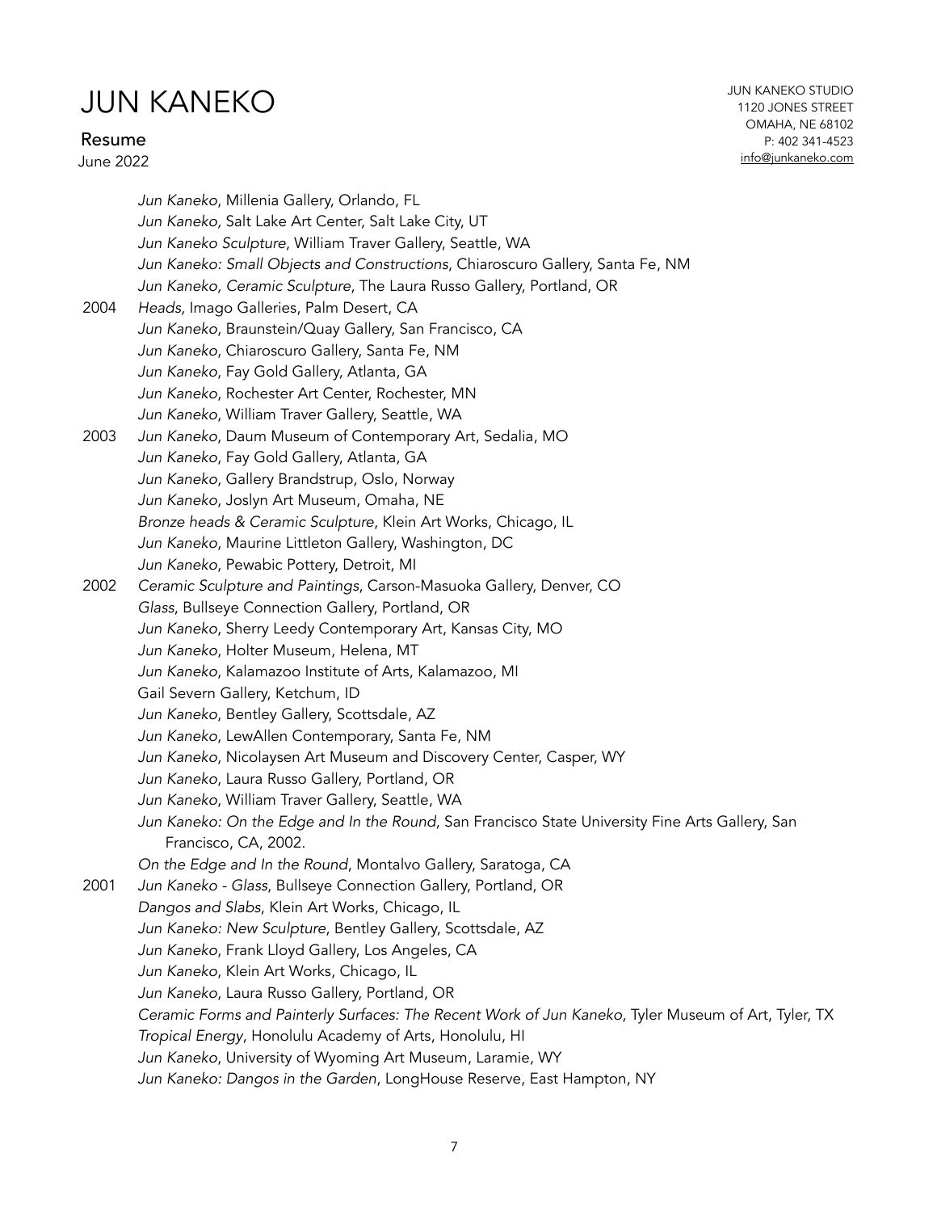*Jun Kaneko*, Millenia Gallery, Orlando, FL
*Jun Kaneko,* Salt Lake Art Center, Salt Lake City, UT
*Jun Kaneko Sculpture*, William Traver Gallery, Seattle, WA
*Jun Kaneko: Small Objects and Constructions*, Chiaroscuro Gallery, Santa Fe, NM
*Jun Kaneko, Ceramic Sculpture*, The Laura Russo Gallery, Portland, OR

**2004**
*Heads,* Imago Galleries, Palm Desert, CA
*Jun Kaneko*, Braunstein/Quay Gallery, San Francisco, CA
*Jun Kaneko*, Chiaroscuro Gallery, Santa Fe, NM
*Jun Kaneko*, Fay Gold Gallery, Atlanta, GA
*Jun Kaneko*, Rochester Art Center, Rochester, MN
*Jun Kaneko*, William Traver Gallery, Seattle, WA

**2003**
*Jun Kaneko*, Daum Museum of Contemporary Art, Sedalia, MO
*Jun Kaneko*, Fay Gold Gallery, Atlanta, GA
*Jun Kaneko*, Gallery Brandstrup, Oslo, Norway
*Jun Kaneko*, Joslyn Art Museum, Omaha, NE
*Bronze heads & Ceramic Sculpture*, Klein Art Works, Chicago, IL
*Jun Kaneko*, Maurine Littleton Gallery, Washington, DC
*Jun Kaneko*, Pewabic Pottery, Detroit, MI

**2002**
*Ceramic Sculpture and Paintings*, Carson-Masuoka Gallery, Denver, CO
*Glass*, Bullseye Connection Gallery, Portland, OR
*Jun Kaneko*, Sherry Leedy Contemporary Art, Kansas City, MO
*Jun Kaneko*, Holter Museum, Helena, MT
*Jun Kaneko*, Kalamazoo Institute of Arts, Kalamazoo, MI
Gail Severn Gallery, Ketchum, ID
*Jun Kaneko*, Bentley Gallery, Scottsdale, AZ
*Jun Kaneko*, LewAllen Contemporary, Santa Fe, NM
*Jun Kaneko*, Nicolaysen Art Museum and Discovery Center, Casper, WY
*Jun Kaneko*, Laura Russo Gallery, Portland, OR
*Jun Kaneko*, William Traver Gallery, Seattle, WA
*Jun Kaneko: On the Edge and In the Round*, San Francisco State University Fine Arts Gallery, San Francisco, CA, 2002.
*On the Edge and In the Round*, Montalvo Gallery, Saratoga, CA

**2001**
*Jun Kaneko - Glass*, Bullseye Connection Gallery, Portland, OR
*Dangos and Slabs*, Klein Art Works, Chicago, IL
*Jun Kaneko: New Sculpture*, Bentley Gallery, Scottsdale, AZ
*Jun Kaneko*, Frank Lloyd Gallery, Los Angeles, CA
*Jun Kaneko*, Klein Art Works, Chicago, IL
*Jun Kaneko*, Laura Russo Gallery, Portland, OR
*Ceramic Forms and Painterly Surfaces: The Recent Work of Jun Kaneko*, Tyler Museum of Art, Tyler, TX
*Tropical Energy*, Honolulu Academy of Arts, Honolulu, HI
*Jun Kaneko*, University of Wyoming Art Museum, Laramie, WY
*Jun Kaneko: Dangos in the Garden*, LongHouse Reserve, East Hampton, NY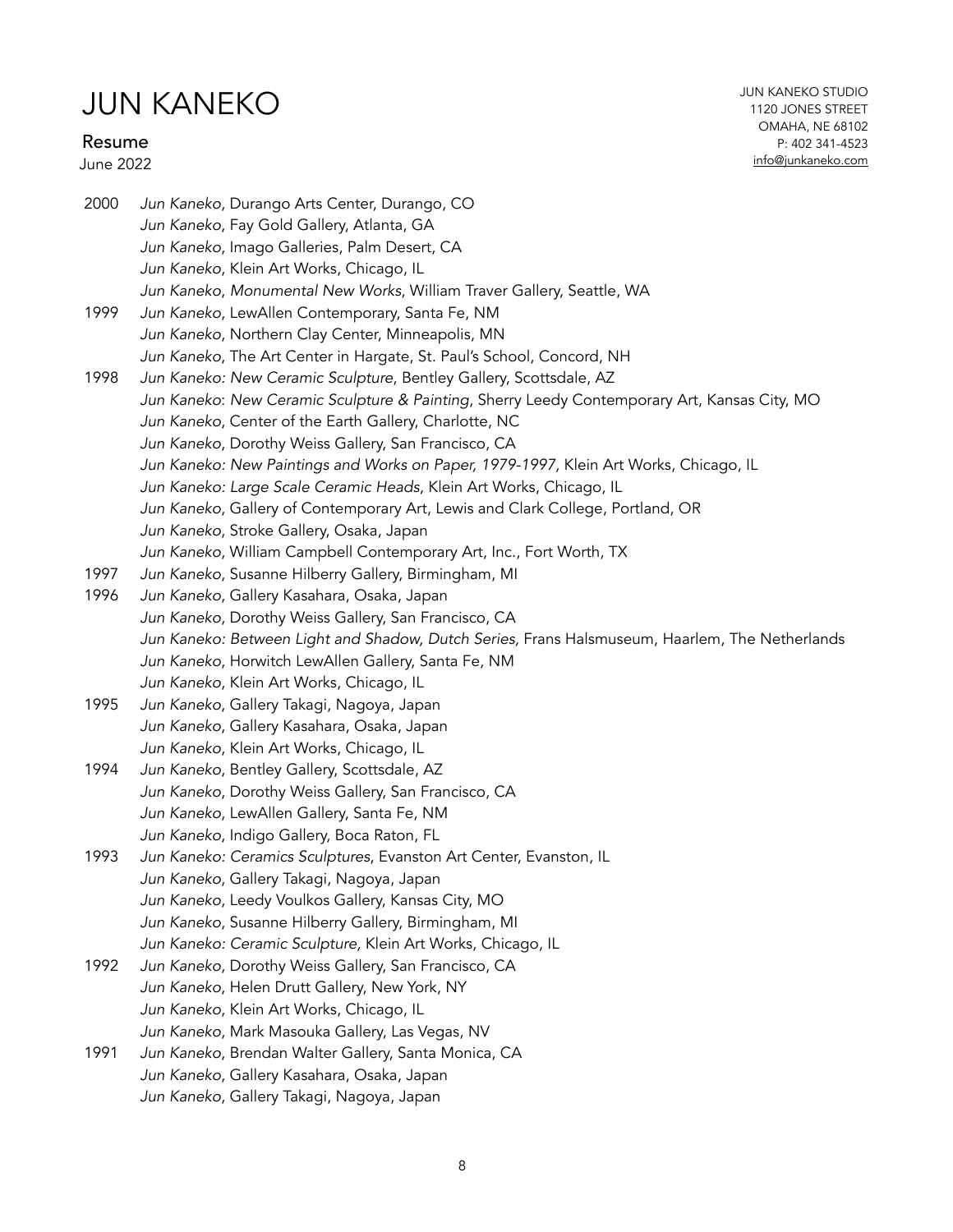2000 *Jun Kaneko*, Durango Arts Center, Durango, CO
*Jun Kaneko*, Fay Gold Gallery, Atlanta, GA
*Jun Kaneko*, Imago Galleries, Palm Desert, CA
*Jun Kaneko*, Klein Art Works, Chicago, IL
*Jun Kaneko*, *Monumental New Works*, William Traver Gallery, Seattle, WA

1999 *Jun Kaneko*, LewAllen Contemporary, Santa Fe, NM
*Jun Kaneko*, Northern Clay Center, Minneapolis, MN
*Jun Kaneko*, The Art Center in Hargate, St. Paul's School, Concord, NH

1998 *Jun Kaneko: New Ceramic Sculpture*, Bentley Gallery, Scottsdale, AZ
*Jun Kaneko*: *New Ceramic Sculpture & Painting*, Sherry Leedy Contemporary Art, Kansas City, MO
*Jun Kaneko*, Center of the Earth Gallery, Charlotte, NC
*Jun Kaneko*, Dorothy Weiss Gallery, San Francisco, CA
*Jun Kaneko: New Paintings and Works on Paper, 1979-1997,* Klein Art Works, Chicago, IL
*Jun Kaneko: Large Scale Ceramic Heads,* Klein Art Works, Chicago, IL
*Jun Kaneko*, Gallery of Contemporary Art, Lewis and Clark College, Portland, OR
*Jun Kaneko*, Stroke Gallery, Osaka, Japan
*Jun Kaneko*, William Campbell Contemporary Art, Inc., Fort Worth, TX

1997 *Jun Kaneko*, Susanne Hilberry Gallery, Birmingham, MI

1996 *Jun Kaneko*, Gallery Kasahara, Osaka, Japan
*Jun Kaneko*, Dorothy Weiss Gallery, San Francisco, CA
*Jun Kaneko: Between Light and Shadow, Dutch Series,* Frans Halsmuseum, Haarlem, The Netherlands
*Jun Kaneko*, Horwitch LewAllen Gallery, Santa Fe, NM
*Jun Kaneko*, Klein Art Works, Chicago, IL

1995 *Jun Kaneko*, Gallery Takagi, Nagoya, Japan
*Jun Kaneko*, Gallery Kasahara, Osaka, Japan
*Jun Kaneko*, Klein Art Works, Chicago, IL

1994 *Jun Kaneko*, Bentley Gallery, Scottsdale, AZ
*Jun Kaneko*, Dorothy Weiss Gallery, San Francisco, CA
*Jun Kaneko*, LewAllen Gallery, Santa Fe, NM
*Jun Kaneko*, Indigo Gallery, Boca Raton, FL

1993 *Jun Kaneko: Ceramics Sculptures*, Evanston Art Center, Evanston, IL
*Jun Kaneko*, Gallery Takagi, Nagoya, Japan
*Jun Kaneko*, Leedy Voulkos Gallery, Kansas City, MO
*Jun Kaneko*, Susanne Hilberry Gallery, Birmingham, MI
*Jun Kaneko: Ceramic Sculpture,* Klein Art Works, Chicago, IL

1992 *Jun Kaneko*, Dorothy Weiss Gallery, San Francisco, CA
*Jun Kaneko*, Helen Drutt Gallery, New York, NY
*Jun Kaneko*, Klein Art Works, Chicago, IL
*Jun Kaneko*, Mark Masouka Gallery, Las Vegas, NV

1991 *Jun Kaneko*, Brendan Walter Gallery, Santa Monica, CA
*Jun Kaneko*, Gallery Kasahara, Osaka, Japan
*Jun Kaneko*, Gallery Takagi, Nagoya, Japan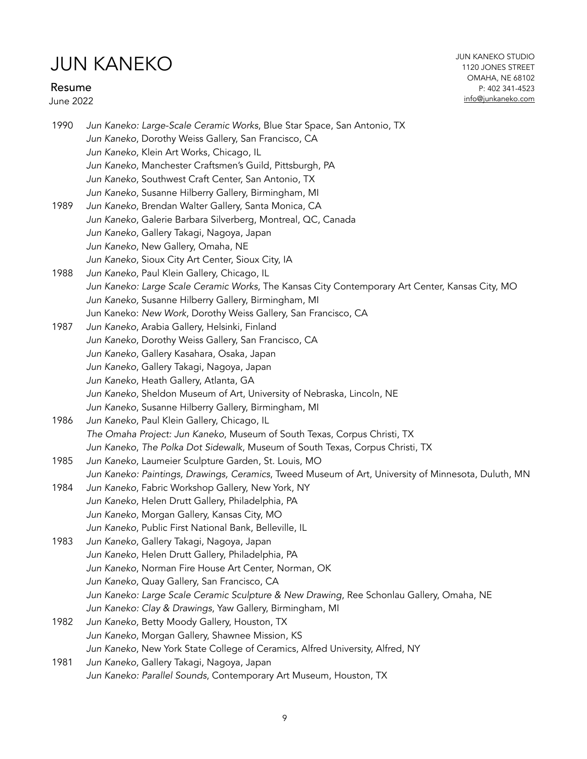1990 *Jun Kaneko: Large-Scale Ceramic Works*, Blue Star Space, San Antonio, TX
*Jun Kaneko*, Dorothy Weiss Gallery, San Francisco, CA
*Jun Kaneko*, Klein Art Works, Chicago, IL
*Jun Kaneko*, Manchester Craftsmen's Guild, Pittsburgh, PA
*Jun Kaneko*, Southwest Craft Center, San Antonio, TX
*Jun Kaneko*, Susanne Hilberry Gallery, Birmingham, MI

1989 *Jun Kaneko*, Brendan Walter Gallery, Santa Monica, CA
*Jun Kaneko*, Galerie Barbara Silverberg, Montreal, QC, Canada
*Jun Kaneko*, Gallery Takagi, Nagoya, Japan
*Jun Kaneko*, New Gallery, Omaha, NE
*Jun Kaneko*, Sioux City Art Center, Sioux City, IA

1988 *Jun Kaneko*, Paul Klein Gallery, Chicago, IL
*Jun Kaneko: Large Scale Ceramic Works*, The Kansas City Contemporary Art Center, Kansas City, MO
*Jun Kaneko*, Susanne Hilberry Gallery, Birmingham, MI
Jun Kaneko: *New Work*, Dorothy Weiss Gallery, San Francisco, CA

1987 *Jun Kaneko*, Arabia Gallery, Helsinki, Finland
*Jun Kaneko*, Dorothy Weiss Gallery, San Francisco, CA
*Jun Kaneko*, Gallery Kasahara, Osaka, Japan
*Jun Kaneko*, Gallery Takagi, Nagoya, Japan
*Jun Kaneko*, Heath Gallery, Atlanta, GA
*Jun Kaneko*, Sheldon Museum of Art, University of Nebraska, Lincoln, NE
*Jun Kaneko*, Susanne Hilberry Gallery, Birmingham, MI

1986 *Jun Kaneko*, Paul Klein Gallery, Chicago, IL
*The Omaha Project: Jun Kaneko*, Museum of South Texas, Corpus Christi, TX
*Jun Kaneko*, *The Polka Dot Sidewalk*, Museum of South Texas, Corpus Christi, TX

1985 *Jun Kaneko*, Laumeier Sculpture Garden, St. Louis, MO
*Jun Kaneko: Paintings, Drawings, Ceramics*, Tweed Museum of Art, University of Minnesota, Duluth, MN

1984 *Jun Kaneko*, Fabric Workshop Gallery, New York, NY
*Jun Kaneko*, Helen Drutt Gallery, Philadelphia, PA
*Jun Kaneko*, Morgan Gallery, Kansas City, MO
*Jun Kaneko*, Public First National Bank, Belleville, IL

1983 *Jun Kaneko*, Gallery Takagi, Nagoya, Japan
*Jun Kaneko*, Helen Drutt Gallery, Philadelphia, PA
*Jun Kaneko*, Norman Fire House Art Center, Norman, OK
*Jun Kaneko*, Quay Gallery, San Francisco, CA
*Jun Kaneko: Large Scale Ceramic Sculpture & New Drawing*, Ree Schonlau Gallery, Omaha, NE
*Jun Kaneko: Clay & Drawings*, Yaw Gallery, Birmingham, MI

1982 *Jun Kaneko*, Betty Moody Gallery, Houston, TX
*Jun Kaneko*, Morgan Gallery, Shawnee Mission, KS
*Jun Kaneko*, New York State College of Ceramics, Alfred University, Alfred, NY

1981 *Jun Kaneko*, Gallery Takagi, Nagoya, Japan
*Jun Kaneko: Parallel Sounds*, Contemporary Art Museum, Houston, TX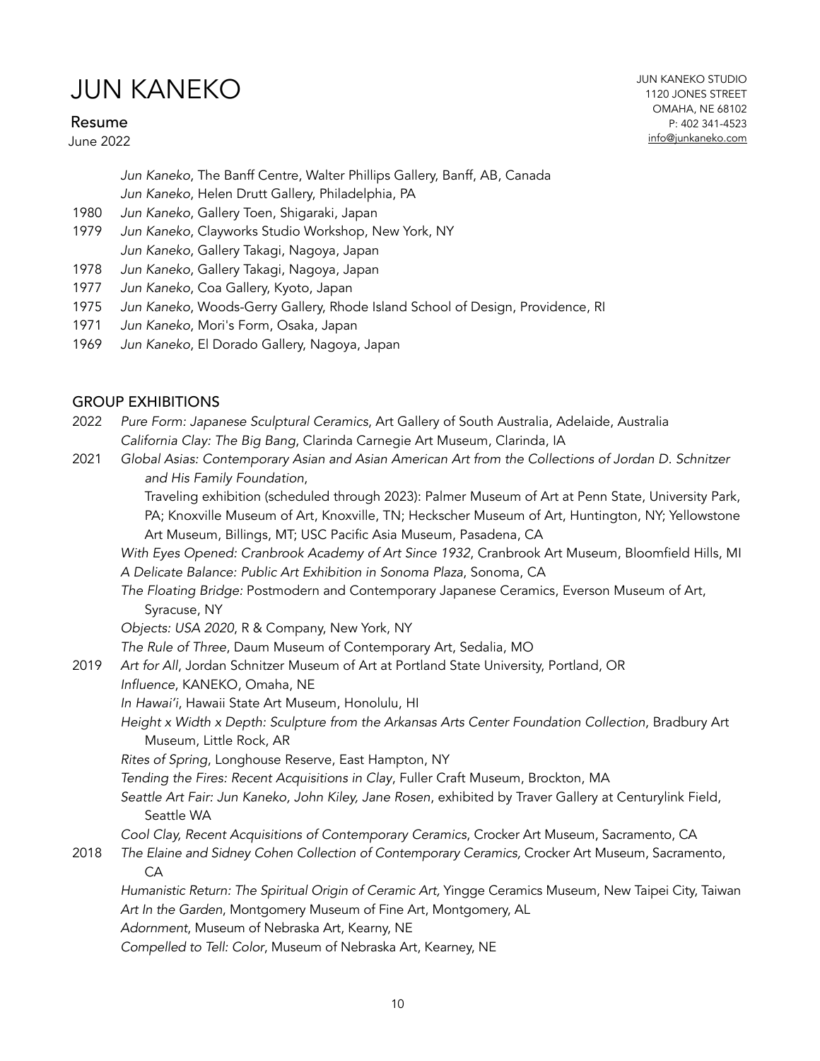*Jun Kaneko*, The Banff Centre, Walter Phillips Gallery, Banff, AB, Canada
*Jun Kaneko*, Helen Drutt Gallery, Philadelphia, PA

1980 *Jun Kaneko*, Gallery Toen, Shigaraki, Japan

1979 *Jun Kaneko*, Clayworks Studio Workshop, New York, NY
*Jun Kaneko*, Gallery Takagi, Nagoya, Japan

1978 *Jun Kaneko*, Gallery Takagi, Nagoya, Japan

1977 *Jun Kaneko*, Coa Gallery, Kyoto, Japan

1975 *Jun Kaneko*, Woods-Gerry Gallery, Rhode Island School of Design, Providence, RI

1971 *Jun Kaneko*, Mori's Form, Osaka, Japan

1969 *Jun Kaneko*, El Dorado Gallery, Nagoya, Japan

## GROUP EXHIBITIONS

2022 *Pure Form: Japanese Sculptural Ceramics*, Art Gallery of South Australia, Adelaide, Australia
*California Clay: The Big Bang*, Clarinda Carnegie Art Museum, Clarinda, IA

2021 *Global Asias: Contemporary Asian and Asian American Art from the Collections of Jordan D. Schnitzer and His Family Foundation*,
Traveling exhibition (scheduled through 2023): Palmer Museum of Art at Penn State, University Park, PA; Knoxville Museum of Art, Knoxville, TN; Heckscher Museum of Art, Huntington, NY; Yellowstone Art Museum, Billings, MT; USC Pacific Asia Museum, Pasadena, CA
*With Eyes Opened: Cranbrook Academy of Art Since 1932*, Cranbrook Art Museum, Bloomfield Hills, MI
*A Delicate Balance: Public Art Exhibition in Sonoma Plaza*, Sonoma, CA
*The Floating Bridge:* Postmodern and Contemporary Japanese Ceramics, Everson Museum of Art, Syracuse, NY
*Objects: USA 2020*, R & Company, New York, NY
*The Rule of Three*, Daum Museum of Contemporary Art, Sedalia, MO

2019 *Art for All*, Jordan Schnitzer Museum of Art at Portland State University, Portland, OR
*Influence*, KANEKO, Omaha, NE
*In Hawai'i*, Hawaii State Art Museum, Honolulu, HI
*Height x Width x Depth: Sculpture from the Arkansas Arts Center Foundation Collection*, Bradbury Art Museum, Little Rock, AR
*Rites of Spring*, Longhouse Reserve, East Hampton, NY
*Tending the Fires: Recent Acquisitions in Clay*, Fuller Craft Museum, Brockton, MA
*Seattle Art Fair: Jun Kaneko, John Kiley, Jane Rosen*, exhibited by Traver Gallery at Centurylink Field, Seattle WA
*Cool Clay, Recent Acquisitions of Contemporary Ceramics*, Crocker Art Museum, Sacramento, CA

2018 *The Elaine and Sidney Cohen Collection of Contemporary Ceramics,* Crocker Art Museum, Sacramento, CA
*Humanistic Return: The Spiritual Origin of Ceramic Art,* Yingge Ceramics Museum, New Taipei City, Taiwan
*Art In the Garden*, Montgomery Museum of Fine Art, Montgomery, AL
*Adornment*, Museum of Nebraska Art, Kearny, NE
*Compelled to Tell: Color*, Museum of Nebraska Art, Kearney, NE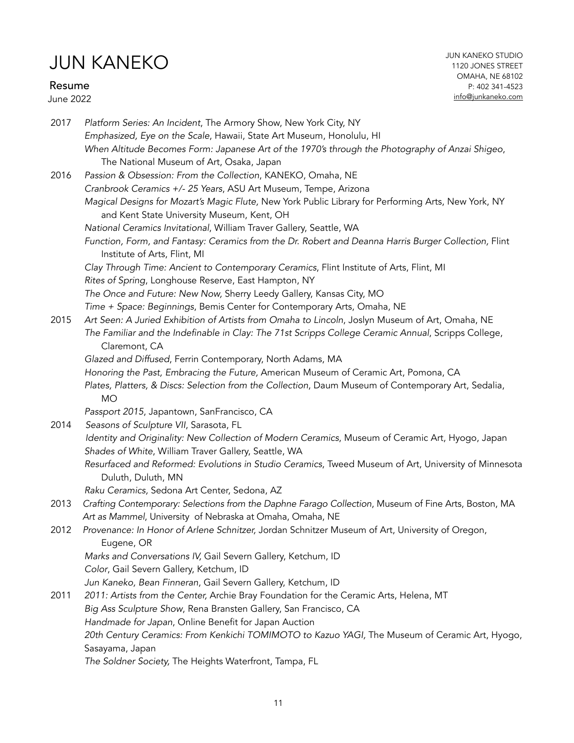# JUN KANEKO

JUN KANEKO STUDIO
1120 JONES STREET
OMAHA, NE 68102
P: 402 341-4523
info@junkaneko.com

## Resume

June 2022

**2017**
- *Platform Series: An Incident*, The Armory Show, New York City, NY
- *Emphasized, Eye on the Scale*, Hawaii, State Art Museum, Honolulu, HI
- *When Altitude Becomes Form: Japanese Art of the 1970's through the Photography of Anzai Shigeo*, The National Museum of Art, Osaka, Japan

**2016**
- *Passion & Obsession: From the Collection*, KANEKO, Omaha, NE
- *Cranbrook Ceramics +/- 25 Years*, ASU Art Museum, Tempe, Arizona
- *Magical Designs for Mozart's Magic Flute,* New York Public Library for Performing Arts, New York, NY and Kent State University Museum, Kent, OH
- *National Ceramics Invitational*, William Traver Gallery, Seattle, WA
- *Function, Form, and Fantasy: Ceramics from the Dr. Robert and Deanna Harris Burger Collection,* Flint Institute of Arts, Flint, MI
- *Clay Through Time: Ancient to Contemporary Ceramics*, Flint Institute of Arts, Flint, MI
- *Rites of Spring*, Longhouse Reserve, East Hampton, NY
- *The Once and Future: New Now,* Sherry Leedy Gallery, Kansas City, MO
- *Time + Space: Beginnings*, Bemis Center for Contemporary Arts, Omaha, NE

**2015**
- *Art Seen: A Juried Exhibition of Artists from Omaha to Lincoln*, Joslyn Museum of Art, Omaha, NE
- *The Familiar and the Indefinable in Clay: The 71st Scripps College Ceramic Annual*, Scripps College, Claremont, CA
- *Glazed and Diffused*, Ferrin Contemporary, North Adams, MA
- *Honoring the Past, Embracing the Future,* American Museum of Ceramic Art, Pomona, CA
- *Plates, Platters, & Discs: Selection from the Collection*, Daum Museum of Contemporary Art, Sedalia, MO
- *Passport 2015*, Japantown, SanFrancisco, CA

**2014**
- *Seasons of Sculpture VII*, Sarasota, FL
- *Identity and Originality: New Collection of Modern Ceramics*, Museum of Ceramic Art, Hyogo, Japan
- *Shades of White*, William Traver Gallery, Seattle, WA
- *Resurfaced and Reformed: Evolutions in Studio Ceramics*, Tweed Museum of Art, University of Minnesota Duluth, Duluth, MN
- *Raku Ceramics,* Sedona Art Center, Sedona, AZ

**2013**
- *Crafting Contemporary: Selections from the Daphne Farago Collection*, Museum of Fine Arts, Boston, MA
- *Art as Mammel*, University of Nebraska at Omaha, Omaha, NE

**2012**
- *Provenance: In Honor of Arlene Schnitzer,* Jordan Schnitzer Museum of Art, University of Oregon, Eugene, OR
- *Marks and Conversations IV,* Gail Severn Gallery, Ketchum, ID
- *Color*, Gail Severn Gallery, Ketchum, ID
- *Jun Kaneko, Bean Finneran*, Gail Severn Gallery, Ketchum, ID

**2011**
- *2011: Artists from the Center,* Archie Bray Foundation for the Ceramic Arts, Helena, MT
- *Big Ass Sculpture Show*, Rena Bransten Gallery, San Francisco, CA
- *Handmade for Japan*, Online Benefit for Japan Auction
- *20th Century Ceramics: From Kenkichi TOMIMOTO to Kazuo YAGI,* The Museum of Ceramic Art, Hyogo, Sasayama, Japan
- *The Soldner Society,* The Heights Waterfront, Tampa, FL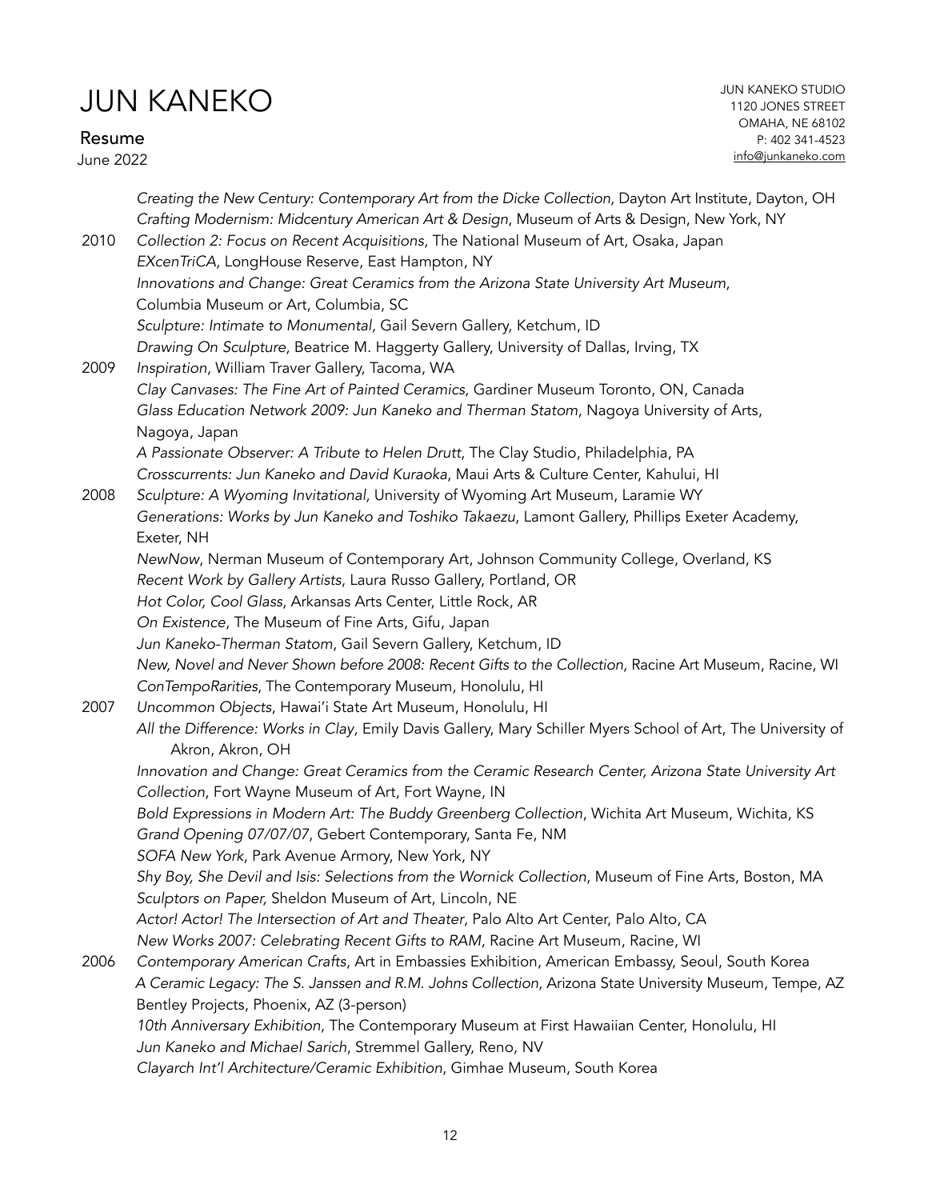*Creating the New Century: Contemporary Art from the Dicke Collection,* Dayton Art Institute, Dayton, OH
*Crafting Modernism: Midcentury American Art & Design*, Museum of Arts & Design, New York, NY

2010 *Collection 2: Focus on Recent Acquisitions*, The National Museum of Art, Osaka, Japan
*EXcenTriCA*, LongHouse Reserve, East Hampton, NY
*Innovations and Change: Great Ceramics from the Arizona State University Art Museum*, Columbia Museum or Art, Columbia, SC
*Sculpture: Intimate to Monumental,* Gail Severn Gallery, Ketchum, ID
*Drawing On Sculpture,* Beatrice M. Haggerty Gallery, University of Dallas, Irving, TX

2009 *Inspiration*, William Traver Gallery, Tacoma, WA
*Clay Canvases: The Fine Art of Painted Ceramics*, Gardiner Museum Toronto, ON, Canada
*Glass Education Network 2009: Jun Kaneko and Therman Statom*, Nagoya University of Arts, Nagoya, Japan
*A Passionate Observer: A Tribute to Helen Drutt*, The Clay Studio, Philadelphia, PA
*Crosscurrents: Jun Kaneko and David Kuraoka*, Maui Arts & Culture Center, Kahului, HI

2008 *Sculpture: A Wyoming Invitational*, University of Wyoming Art Museum, Laramie WY
*Generations: Works by Jun Kaneko and Toshiko Takaezu*, Lamont Gallery, Phillips Exeter Academy, Exeter, NH
*NewNow*, Nerman Museum of Contemporary Art, Johnson Community College, Overland, KS
*Recent Work by Gallery Artists*, Laura Russo Gallery, Portland, OR
*Hot Color, Cool Glass*, Arkansas Arts Center, Little Rock, AR
*On Existence*, The Museum of Fine Arts, Gifu, Japan
*Jun Kaneko-Therman Statom*, Gail Severn Gallery, Ketchum, ID
*New, Novel and Never Shown before 2008: Recent Gifts to the Collection,* Racine Art Museum, Racine, WI
*ConTempoRarities*, The Contemporary Museum, Honolulu, HI

2007 *Uncommon Objects*, Hawai'i State Art Museum, Honolulu, HI
*All the Difference: Works in Clay*, Emily Davis Gallery, Mary Schiller Myers School of Art, The University of Akron, Akron, OH
*Innovation and Change: Great Ceramics from the Ceramic Research Center, Arizona State University Art Collection*, Fort Wayne Museum of Art, Fort Wayne, IN
*Bold Expressions in Modern Art: The Buddy Greenberg Collection*, Wichita Art Museum, Wichita, KS
*Grand Opening 07/07/07*, Gebert Contemporary, Santa Fe, NM
*SOFA New York*, Park Avenue Armory, New York, NY
*Shy Boy, She Devil and Isis: Selections from the Wornick Collection*, Museum of Fine Arts, Boston, MA
*Sculptors on Paper,* Sheldon Museum of Art, Lincoln, NE
*Actor! Actor! The Intersection of Art and Theater*, Palo Alto Art Center, Palo Alto, CA
*New Works 2007: Celebrating Recent Gifts to RAM*, Racine Art Museum, Racine, WI

2006 *Contemporary American Crafts*, Art in Embassies Exhibition, American Embassy, Seoul, South Korea
*A Ceramic Legacy: The S. Janssen and R.M. Johns Collection*, Arizona State University Museum, Tempe, AZ
Bentley Projects, Phoenix, AZ (3-person)
*10th Anniversary Exhibition*, The Contemporary Museum at First Hawaiian Center, Honolulu, HI
*Jun Kaneko and Michael Sarich*, Stremmel Gallery, Reno, NV
*Clayarch Int'l Architecture/Ceramic Exhibition*, Gimhae Museum, South Korea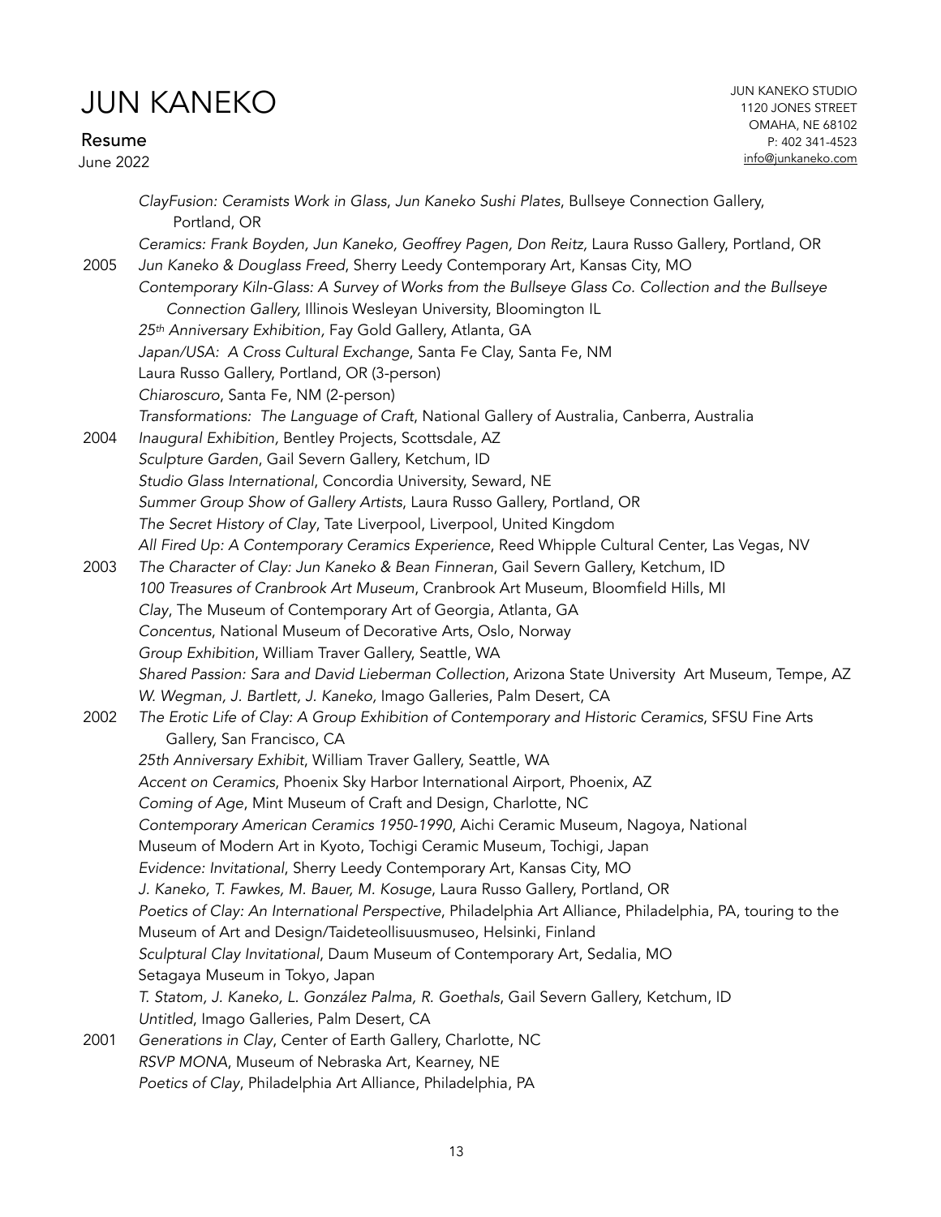*ClayFusion: Ceramists Work in Glass*, *Jun Kaneko Sushi Plates*, Bullseye Connection Gallery, Portland, OR

*Ceramics: Frank Boyden, Jun Kaneko, Geoffrey Pagen, Don Reitz,* Laura Russo Gallery, Portland, OR

**2005**

*Jun Kaneko & Douglass Freed*, Sherry Leedy Contemporary Art, Kansas City, MO

*Contemporary Kiln-Glass: A Survey of Works from the Bullseye Glass Co. Collection and the Bullseye Connection Gallery,* Illinois Wesleyan University, Bloomington IL

*25th Anniversary Exhibition,* Fay Gold Gallery, Atlanta, GA

*Japan/USA: A Cross Cultural Exchange*, Santa Fe Clay, Santa Fe, NM

Laura Russo Gallery, Portland, OR (3-person)

*Chiaroscuro*, Santa Fe, NM (2-person)

*Transformations: The Language of Craft*, National Gallery of Australia, Canberra, Australia

**2004**

*Inaugural Exhibition,* Bentley Projects, Scottsdale, AZ

*Sculpture Garden*, Gail Severn Gallery, Ketchum, ID

*Studio Glass International*, Concordia University, Seward, NE

*Summer Group Show of Gallery Artists*, Laura Russo Gallery, Portland, OR

*The Secret History of Clay*, Tate Liverpool, Liverpool, United Kingdom

*All Fired Up: A Contemporary Ceramics Experience*, Reed Whipple Cultural Center, Las Vegas, NV

**2003**

*The Character of Clay: Jun Kaneko & Bean Finneran*, Gail Severn Gallery, Ketchum, ID

*100 Treasures of Cranbrook Art Museum*, Cranbrook Art Museum, Bloomfield Hills, MI

*Clay*, The Museum of Contemporary Art of Georgia, Atlanta, GA

*Concentus*, National Museum of Decorative Arts, Oslo, Norway

*Group Exhibition*, William Traver Gallery, Seattle, WA

*Shared Passion: Sara and David Lieberman Collection*, Arizona State University Art Museum, Tempe, AZ

*W. Wegman, J. Bartlett, J. Kaneko,* Imago Galleries, Palm Desert, CA

**2002**

*The Erotic Life of Clay: A Group Exhibition of Contemporary and Historic Ceramics*, SFSU Fine Arts Gallery, San Francisco, CA

*25th Anniversary Exhibit*, William Traver Gallery, Seattle, WA

*Accent on Ceramics*, Phoenix Sky Harbor International Airport, Phoenix, AZ

*Coming of Age*, Mint Museum of Craft and Design, Charlotte, NC

*Contemporary American Ceramics 1950-1990*, Aichi Ceramic Museum, Nagoya, National Museum of Modern Art in Kyoto, Tochigi Ceramic Museum, Tochigi, Japan

*Evidence: Invitational*, Sherry Leedy Contemporary Art, Kansas City, MO

*J. Kaneko, T. Fawkes, M. Bauer, M. Kosuge*, Laura Russo Gallery, Portland, OR

*Poetics of Clay: An International Perspective*, Philadelphia Art Alliance, Philadelphia, PA, touring to the Museum of Art and Design/Taideteollisuusmuseo, Helsinki, Finland

*Sculptural Clay Invitational*, Daum Museum of Contemporary Art, Sedalia, MO

Setagaya Museum in Tokyo, Japan

*T. Statom, J. Kaneko, L. González Palma, R. Goethals*, Gail Severn Gallery, Ketchum, ID

*Untitled*, Imago Galleries, Palm Desert, CA

**2001**

*Generations in Clay*, Center of Earth Gallery, Charlotte, NC

*RSVP MONA*, Museum of Nebraska Art, Kearney, NE

*Poetics of Clay*, Philadelphia Art Alliance, Philadelphia, PA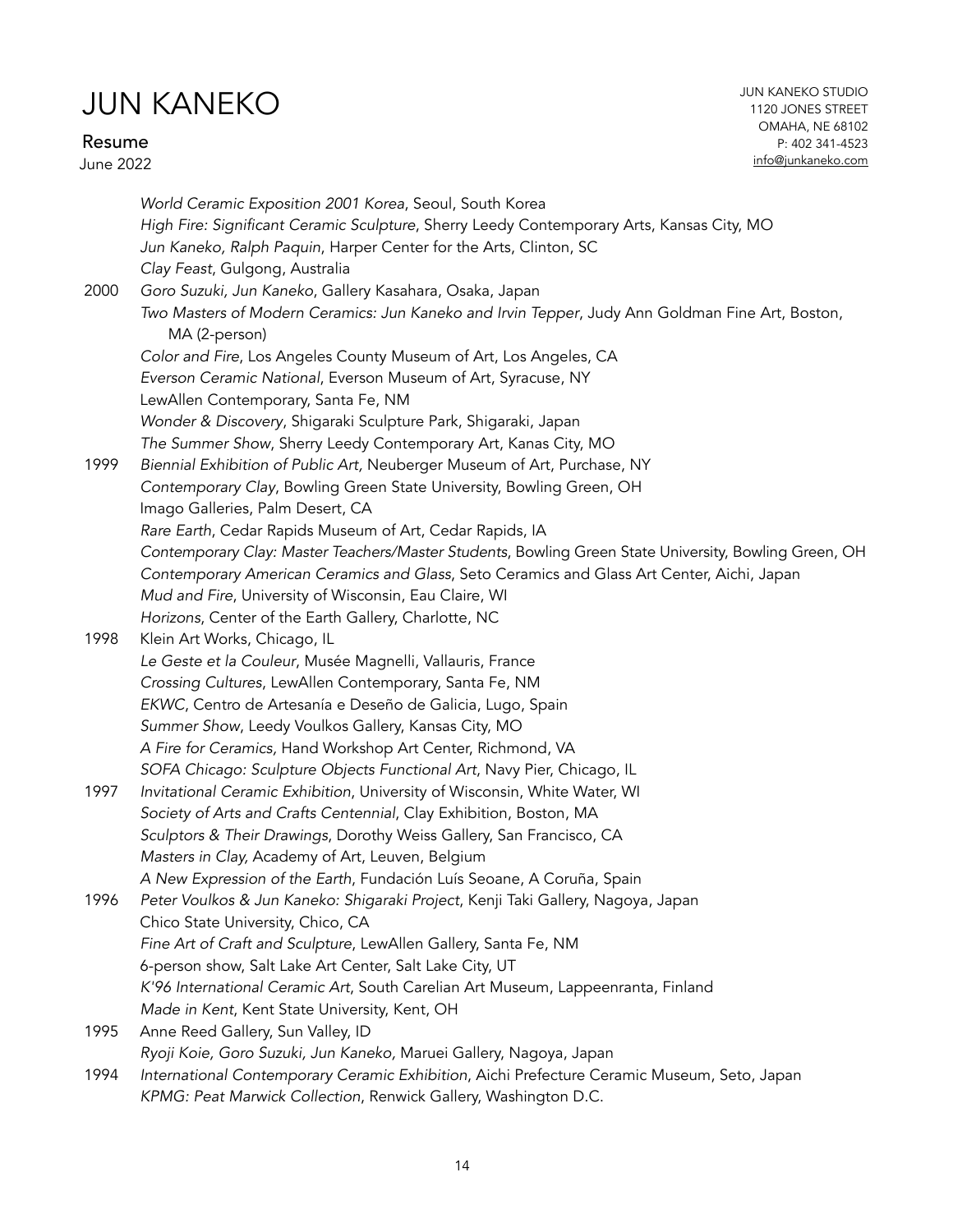*World Ceramic Exposition 2001 Korea*, Seoul, South Korea
*High Fire: Significant Ceramic Sculpture*, Sherry Leedy Contemporary Arts, Kansas City, MO
*Jun Kaneko, Ralph Paquin*, Harper Center for the Arts, Clinton, SC
*Clay Feast*, Gulgong, Australia

**2000**
*Goro Suzuki, Jun Kaneko*, Gallery Kasahara, Osaka, Japan
*Two Masters of Modern Ceramics: Jun Kaneko and Irvin Tepper*, Judy Ann Goldman Fine Art, Boston, MA (2-person)
*Color and Fire*, Los Angeles County Museum of Art, Los Angeles, CA
*Everson Ceramic National*, Everson Museum of Art, Syracuse, NY
LewAllen Contemporary, Santa Fe, NM
*Wonder & Discovery*, Shigaraki Sculpture Park, Shigaraki, Japan
*The Summer Show*, Sherry Leedy Contemporary Art, Kanas City, MO

**1999**
*Biennial Exhibition of Public Art,* Neuberger Museum of Art, Purchase, NY
*Contemporary Clay*, Bowling Green State University, Bowling Green, OH
Imago Galleries, Palm Desert, CA
*Rare Earth*, Cedar Rapids Museum of Art, Cedar Rapids, IA
*Contemporary Clay: Master Teachers/Master Students*, Bowling Green State University, Bowling Green, OH
*Contemporary American Ceramics and Glass*, Seto Ceramics and Glass Art Center, Aichi, Japan
*Mud and Fire*, University of Wisconsin, Eau Claire, WI
*Horizons*, Center of the Earth Gallery, Charlotte, NC

**1998**
Klein Art Works, Chicago, IL
*Le Geste et la Couleur*, Musée Magnelli, Vallauris, France
*Crossing Cultures*, LewAllen Contemporary, Santa Fe, NM
*EKWC*, Centro de Artesanía e Deseño de Galicia, Lugo, Spain
*Summer Show*, Leedy Voulkos Gallery, Kansas City, MO
*A Fire for Ceramics*, Hand Workshop Art Center, Richmond, VA
*SOFA Chicago: Sculpture Objects Functional Art*, Navy Pier, Chicago, IL

**1997**
*Invitational Ceramic Exhibition*, University of Wisconsin, White Water, WI
*Society of Arts and Crafts Centennial*, Clay Exhibition, Boston, MA
*Sculptors & Their Drawings*, Dorothy Weiss Gallery, San Francisco, CA
*Masters in Clay,* Academy of Art, Leuven, Belgium
*A New Expression of the Earth*, Fundación Luís Seoane, A Coruña, Spain

**1996**
*Peter Voulkos & Jun Kaneko: Shigaraki Project*, Kenji Taki Gallery, Nagoya, Japan
Chico State University, Chico, CA
*Fine Art of Craft and Sculpture*, LewAllen Gallery, Santa Fe, NM
6-person show, Salt Lake Art Center, Salt Lake City, UT
*K'96 International Ceramic Art*, South Carelian Art Museum, Lappeenranta, Finland
*Made in Kent*, Kent State University, Kent, OH

**1995**
Anne Reed Gallery, Sun Valley, ID
*Ryoji Koie, Goro Suzuki, Jun Kaneko,* Maruei Gallery, Nagoya, Japan

**1994**
*International Contemporary Ceramic Exhibition*, Aichi Prefecture Ceramic Museum, Seto, Japan
*KPMG: Peat Marwick Collection*, Renwick Gallery, Washington D.C.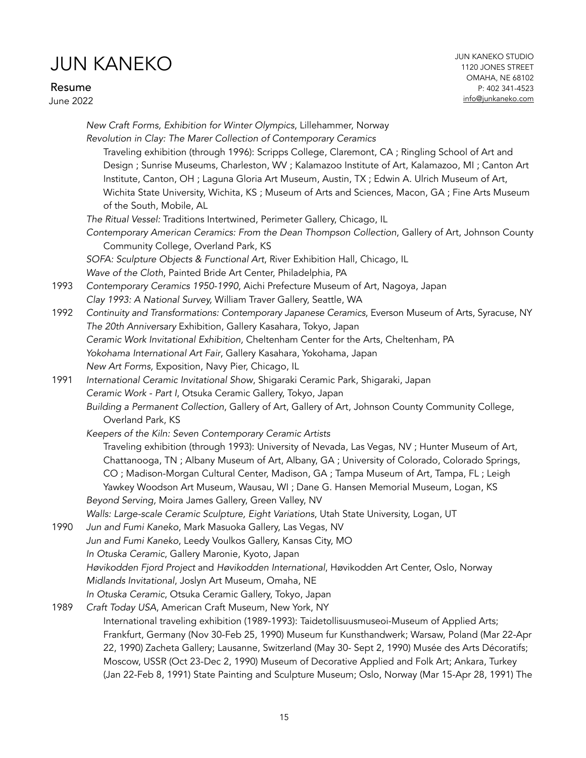*New Craft Forms, Exhibition for Winter Olympics*, Lillehammer, Norway

*Revolution in Clay: The Marer Collection of Contemporary Ceramics*

Traveling exhibition (through 1996): Scripps College, Claremont, CA ; Ringling School of Art and Design ; Sunrise Museums, Charleston, WV ; Kalamazoo Institute of Art, Kalamazoo, MI ; Canton Art Institute, Canton, OH ; Laguna Gloria Art Museum, Austin, TX ; Edwin A. Ulrich Museum of Art, Wichita State University, Wichita, KS ; Museum of Arts and Sciences, Macon, GA ; Fine Arts Museum of the South, Mobile, AL

*The Ritual Vessel:* Traditions Intertwined, Perimeter Gallery, Chicago, IL

*Contemporary American Ceramics: From the Dean Thompson Collection*, Gallery of Art, Johnson County Community College, Overland Park, KS

*SOFA: Sculpture Objects & Functional Art*, River Exhibition Hall, Chicago, IL

*Wave of the Cloth*, Painted Bride Art Center, Philadelphia, PA

**1993**

*Contemporary Ceramics 1950-1990*, Aichi Prefecture Museum of Art, Nagoya, Japan

*Clay 1993: A National Survey,* William Traver Gallery, Seattle, WA

**1992**

*Continuity and Transformations: Contemporary Japanese Ceramics*, Everson Museum of Arts, Syracuse, NY

*The 20th Anniversary* Exhibition, Gallery Kasahara, Tokyo, Japan

*Ceramic Work Invitational Exhibition,* Cheltenham Center for the Arts, Cheltenham, PA

*Yokohama International Art Fair*, Gallery Kasahara, Yokohama, Japan

*New Art Forms,* Exposition, Navy Pier, Chicago, IL

**1991**

*International Ceramic Invitational Show*, Shigaraki Ceramic Park, Shigaraki, Japan

*Ceramic Work - Part I*, Otsuka Ceramic Gallery, Tokyo, Japan

*Building a Permanent Collection*, Gallery of Art, Gallery of Art, Johnson County Community College, Overland Park, KS

*Keepers of the Kiln: Seven Contemporary Ceramic Artists*

Traveling exhibition (through 1993): University of Nevada, Las Vegas, NV ; Hunter Museum of Art, Chattanooga, TN ; Albany Museum of Art, Albany, GA ; University of Colorado, Colorado Springs, CO ; Madison-Morgan Cultural Center, Madison, GA ; Tampa Museum of Art, Tampa, FL ; Leigh Yawkey Woodson Art Museum, Wausau, WI ; Dane G. Hansen Memorial Museum, Logan, KS

*Beyond Serving,* Moira James Gallery, Green Valley, NV

*Walls: Large-scale Ceramic Sculpture, Eight Variations*, Utah State University, Logan, UT

**1990**

*Jun and Fumi Kaneko*, Mark Masuoka Gallery, Las Vegas, NV

*Jun and Fumi Kaneko*, Leedy Voulkos Gallery, Kansas City, MO

*In Otuska Ceramic*, Gallery Maronie, Kyoto, Japan

*Høvikodden Fjord Project* and *Høvikodden International*, Høvikodden Art Center, Oslo, Norway

*Midlands Invitational*, Joslyn Art Museum, Omaha, NE

*In Otuska Ceramic*, Otsuka Ceramic Gallery, Tokyo, Japan

**1989**

*Craft Today USA*, American Craft Museum, New York, NY

International traveling exhibition (1989-1993): Taidetollisuusmuseoi-Museum of Applied Arts; Frankfurt, Germany (Nov 30-Feb 25, 1990) Museum fur Kunsthandwerk; Warsaw, Poland (Mar 22-Apr 22, 1990) Zacheta Gallery; Lausanne, Switzerland (May 30- Sept 2, 1990) Musée des Arts Décoratifs; Moscow, USSR (Oct 23-Dec 2, 1990) Museum of Decorative Applied and Folk Art; Ankara, Turkey (Jan 22-Feb 8, 1991) State Painting and Sculpture Museum; Oslo, Norway (Mar 15-Apr 28, 1991) The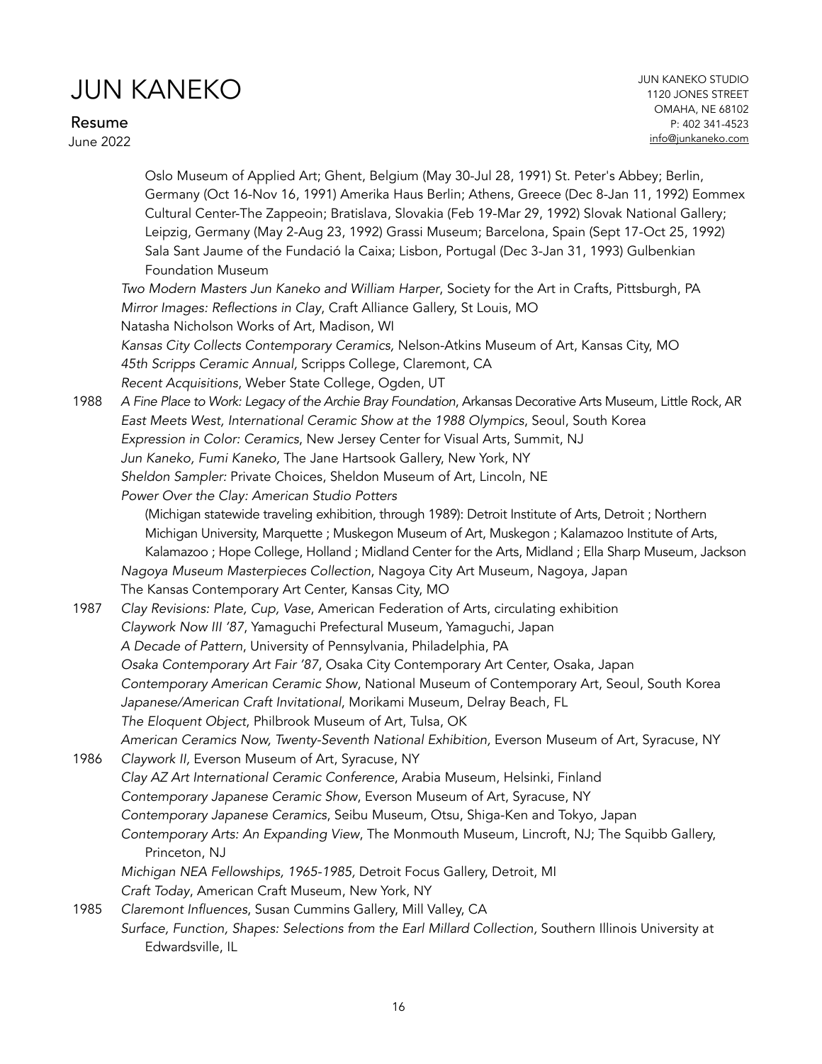Oslo Museum of Applied Art; Ghent, Belgium (May 30-Jul 28, 1991) St. Peter's Abbey; Berlin, Germany (Oct 16-Nov 16, 1991) Amerika Haus Berlin; Athens, Greece (Dec 8-Jan 11, 1992) Eommex Cultural Center-The Zappeoin; Bratislava, Slovakia (Feb 19-Mar 29, 1992) Slovak National Gallery; Leipzig, Germany (May 2-Aug 23, 1992) Grassi Museum; Barcelona, Spain (Sept 17-Oct 25, 1992) Sala Sant Jaume of the Fundació la Caixa; Lisbon, Portugal (Dec 3-Jan 31, 1993) Gulbenkian Foundation Museum

*Two Modern Masters Jun Kaneko and William Harper*, Society for the Art in Crafts, Pittsburgh, PA
*Mirror Images: Reflections in Clay*, Craft Alliance Gallery, St Louis, MO
Natasha Nicholson Works of Art, Madison, WI
*Kansas City Collects Contemporary Ceramics,* Nelson-Atkins Museum of Art, Kansas City, MO
*45th Scripps Ceramic Annual*, Scripps College, Claremont, CA
*Recent Acquisitions*, Weber State College, Ogden, UT

**1988**
*A Fine Place to Work: Legacy of the Archie Bray Foundation*, Arkansas Decorative Arts Museum, Little Rock, AR
*East Meets West, International Ceramic Show at the 1988 Olympics*, Seoul, South Korea
*Expression in Color: Ceramics*, New Jersey Center for Visual Arts, Summit, NJ
*Jun Kaneko, Fumi Kaneko,* The Jane Hartsook Gallery, New York, NY
*Sheldon Sampler:* Private Choices, Sheldon Museum of Art, Lincoln, NE
*Power Over the Clay: American Studio Potters*
(Michigan statewide traveling exhibition, through 1989): Detroit Institute of Arts, Detroit ; Northern Michigan University, Marquette ; Muskegon Museum of Art, Muskegon ; Kalamazoo Institute of Arts, Kalamazoo ; Hope College, Holland ; Midland Center for the Arts, Midland ; Ella Sharp Museum, Jackson
*Nagoya Museum Masterpieces Collection*, Nagoya City Art Museum, Nagoya, Japan
The Kansas Contemporary Art Center, Kansas City, MO

**1987**
*Clay Revisions: Plate, Cup, Vase*, American Federation of Arts, circulating exhibition
*Claywork Now III '87*, Yamaguchi Prefectural Museum, Yamaguchi, Japan
*A Decade of Pattern*, University of Pennsylvania, Philadelphia, PA
*Osaka Contemporary Art Fair '87*, Osaka City Contemporary Art Center, Osaka, Japan
*Contemporary American Ceramic Show*, National Museum of Contemporary Art, Seoul, South Korea
*Japanese/American Craft Invitational*, Morikami Museum, Delray Beach, FL
*The Eloquent Object*, Philbrook Museum of Art, Tulsa, OK
*American Ceramics Now, Twenty-Seventh National Exhibition,* Everson Museum of Art, Syracuse, NY

**1986**
*Claywork II,* Everson Museum of Art, Syracuse, NY
*Clay AZ Art International Ceramic Conference*, Arabia Museum, Helsinki, Finland
*Contemporary Japanese Ceramic Show*, Everson Museum of Art, Syracuse, NY
*Contemporary Japanese Ceramics*, Seibu Museum, Otsu, Shiga-Ken and Tokyo, Japan
*Contemporary Arts: An Expanding View*, The Monmouth Museum, Lincroft, NJ; The Squibb Gallery, Princeton, NJ
*Michigan NEA Fellowships, 1965-1985,* Detroit Focus Gallery, Detroit, MI
*Craft Today*, American Craft Museum, New York, NY

**1985**
*Claremont Influences*, Susan Cummins Gallery, Mill Valley, CA
*Surface, Function, Shapes: Selections from the Earl Millard Collection*, Southern Illinois University at Edwardsville, IL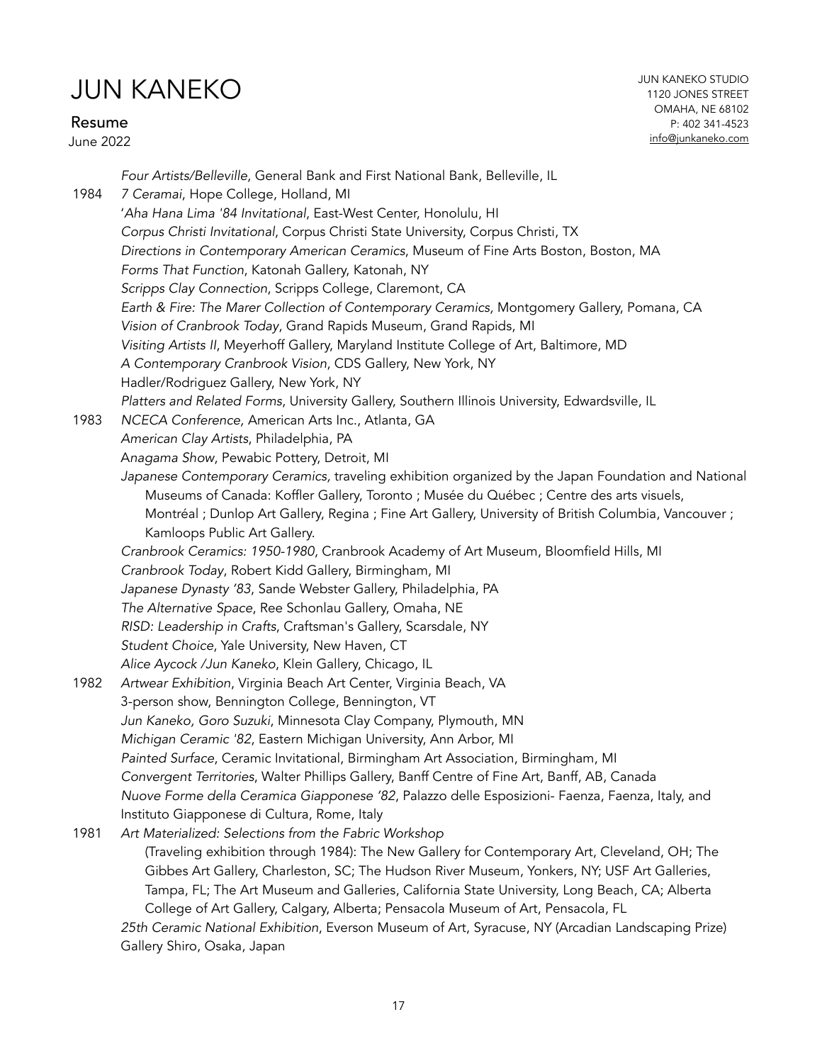*Four Artists/Belleville*, General Bank and First National Bank, Belleville, IL

1984 *7 Ceramai*, Hope College, Holland, MI
*'Aha Hana Lima '84 Invitational*, East-West Center, Honolulu, HI
*Corpus Christi Invitational*, Corpus Christi State University, Corpus Christi, TX
*Directions in Contemporary American Ceramics*, Museum of Fine Arts Boston, Boston, MA
*Forms That Function*, Katonah Gallery, Katonah, NY
*Scripps Clay Connection*, Scripps College, Claremont, CA
*Earth & Fire: The Marer Collection of Contemporary Ceramics,* Montgomery Gallery, Pomana, CA
*Vision of Cranbrook Today*, Grand Rapids Museum, Grand Rapids, MI
*Visiting Artists II*, Meyerhoff Gallery, Maryland Institute College of Art, Baltimore, MD
*A Contemporary Cranbrook Vision*, CDS Gallery, New York, NY
Hadler/Rodriguez Gallery, New York, NY
*Platters and Related Forms*, University Gallery, Southern Illinois University, Edwardsville, IL

1983 *NCECA Conference,* American Arts Inc., Atlanta, GA
*American Clay Artists*, Philadelphia, PA
A*nagama Show*, Pewabic Pottery, Detroit, MI
*Japanese Contemporary Ceramics,* traveling exhibition organized by the Japan Foundation and National Museums of Canada: Koffler Gallery, Toronto ; Musée du Québec ; Centre des arts visuels, Montréal ; Dunlop Art Gallery, Regina ; Fine Art Gallery, University of British Columbia, Vancouver ; Kamloops Public Art Gallery.
*Cranbrook Ceramics: 1950-1980*, Cranbrook Academy of Art Museum, Bloomfield Hills, MI
*Cranbrook Today*, Robert Kidd Gallery, Birmingham, MI
*Japanese Dynasty '83*, Sande Webster Gallery, Philadelphia, PA
*The Alternative Space*, Ree Schonlau Gallery, Omaha, NE
*RISD: Leadership in Crafts,* Craftsman's Gallery, Scarsdale, NY
*Student Choice*, Yale University, New Haven, CT
*Alice Aycock /Jun Kaneko*, Klein Gallery, Chicago, IL

1982 *Artwear Exhibition*, Virginia Beach Art Center, Virginia Beach, VA
3-person show, Bennington College, Bennington, VT
*Jun Kaneko, Goro Suzuki*, Minnesota Clay Company, Plymouth, MN
*Michigan Ceramic '82*, Eastern Michigan University, Ann Arbor, MI
*Painted Surface*, Ceramic Invitational, Birmingham Art Association, Birmingham, MI
*Convergent Territories*, Walter Phillips Gallery, Banff Centre of Fine Art, Banff, AB, Canada
*Nuove Forme della Ceramica Giapponese '82*, Palazzo delle Esposizioni- Faenza, Faenza, Italy, and Instituto Giapponese di Cultura, Rome, Italy

1981 *Art Materialized: Selections from the Fabric Workshop*
(Traveling exhibition through 1984): The New Gallery for Contemporary Art, Cleveland, OH; The Gibbes Art Gallery, Charleston, SC; The Hudson River Museum, Yonkers, NY; USF Art Galleries, Tampa, FL; The Art Museum and Galleries, California State University, Long Beach, CA; Alberta College of Art Gallery, Calgary, Alberta; Pensacola Museum of Art, Pensacola, FL
*25th Ceramic National Exhibition*, Everson Museum of Art, Syracuse, NY (Arcadian Landscaping Prize)
Gallery Shiro, Osaka, Japan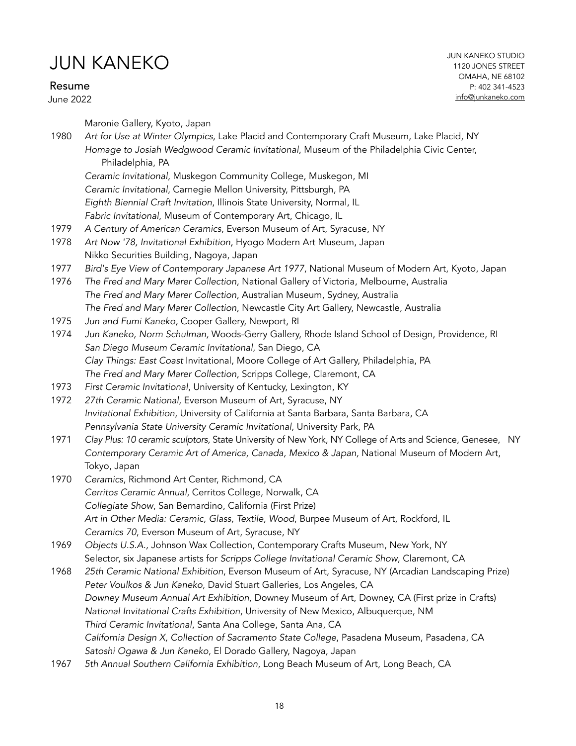Maronie Gallery, Kyoto, Japan

1980 *Art for Use at Winter Olympics*, Lake Placid and Contemporary Craft Museum, Lake Placid, NY
*Homage to Josiah Wedgwood Ceramic Invitational*, Museum of the Philadelphia Civic Center, Philadelphia, PA
*Ceramic Invitational*, Muskegon Community College, Muskegon, MI
*Ceramic Invitational*, Carnegie Mellon University, Pittsburgh, PA
*Eighth Biennial Craft Invitation*, Illinois State University, Normal, IL
*Fabric Invitational*, Museum of Contemporary Art, Chicago, IL

1979 *A Century of American Ceramics*, Everson Museum of Art, Syracuse, NY

1978 *Art Now '78, Invitational Exhibition*, Hyogo Modern Art Museum, Japan
Nikko Securities Building, Nagoya, Japan

1977 *Bird's Eye View of Contemporary Japanese Art 1977*, National Museum of Modern Art, Kyoto, Japan

1976 *The Fred and Mary Marer Collection*, National Gallery of Victoria, Melbourne, Australia
*The Fred and Mary Marer Collection*, Australian Museum, Sydney, Australia
*The Fred and Mary Marer Collection*, Newcastle City Art Gallery, Newcastle, Australia

1975 *Jun and Fumi Kaneko,* Cooper Gallery, Newport, RI

1974 *Jun Kaneko, Norm Schulman,* Woods-Gerry Gallery, Rhode Island School of Design, Providence, RI
*San Diego Museum Ceramic Invitational*, San Diego, CA
*Clay Things: East Coast* Invitational, Moore College of Art Gallery, Philadelphia, PA
*The Fred and Mary Marer Collection*, Scripps College, Claremont, CA

1973 *First Ceramic Invitational*, University of Kentucky, Lexington, KY

1972 *27th Ceramic National*, Everson Museum of Art, Syracuse, NY
*Invitational Exhibition*, University of California at Santa Barbara, Santa Barbara, CA
*Pennsylvania State University Ceramic Invitational*, University Park, PA

1971 *Clay Plus: 10 ceramic sculptors,* State University of New York, NY College of Arts and Science, Genesee, NY
*Contemporary Ceramic Art of America, Canada, Mexico & Japan,* National Museum of Modern Art, Tokyo, Japan

1970 *Ceramics*, Richmond Art Center, Richmond, CA
*Cerritos Ceramic Annual*, Cerritos College, Norwalk, CA
*Collegiate Show*, San Bernardino, California (First Prize)
*Art in Other Media: Ceramic, Glass, Textile, Wood*, Burpee Museum of Art, Rockford, IL
*Ceramics 70*, Everson Museum of Art, Syracuse, NY

1969 *Objects U.S.A.,* Johnson Wax Collection, Contemporary Crafts Museum, New York, NY
Selector, six Japanese artists for *Scripps College Invitational Ceramic Show*, Claremont, CA

1968 *25th Ceramic National Exhibition*, Everson Museum of Art, Syracuse, NY (Arcadian Landscaping Prize)
*Peter Voulkos & Jun Kaneko*, David Stuart Galleries, Los Angeles, CA
*Downey Museum Annual Art Exhibition,* Downey Museum of Art, Downey, CA (First prize in Crafts)
*National Invitational Crafts Exhibition*, University of New Mexico, Albuquerque, NM
*Third Ceramic Invitational*, Santa Ana College, Santa Ana, CA
*California Design X, Collection of Sacramento State College*, Pasadena Museum, Pasadena, CA
*Satoshi Ogawa & Jun Kaneko*, El Dorado Gallery, Nagoya, Japan

1967 *5th Annual Southern California Exhibition*, Long Beach Museum of Art, Long Beach, CA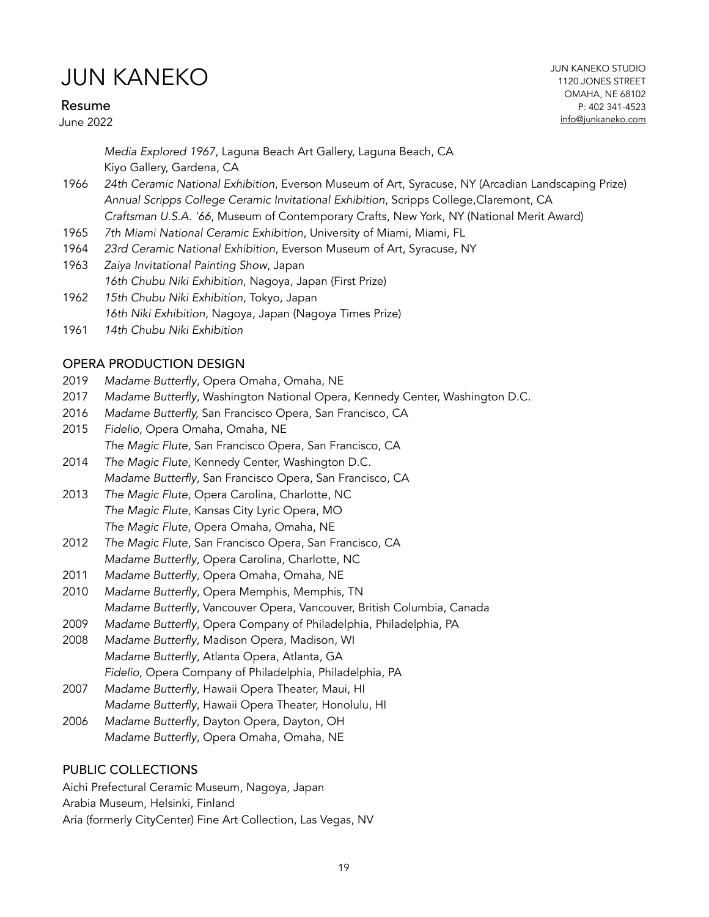*Media Explored 1967*, Laguna Beach Art Gallery, Laguna Beach, CA
Kiyo Gallery, Gardena, CA

1966 *24th Ceramic National Exhibition*, Everson Museum of Art, Syracuse, NY (Arcadian Landscaping Prize)
*Annual Scripps College Ceramic Invitational Exhibition*, Scripps College,Claremont, CA
*Craftsman U.S.A. '66*, Museum of Contemporary Crafts, New York, NY (National Merit Award)

1965 *7th Miami National Ceramic Exhibition*, University of Miami, Miami, FL

1964 *23rd Ceramic National Exhibition*, Everson Museum of Art, Syracuse, NY

1963 *Zaiya Invitational Painting Show*, Japan
*16th Chubu Niki Exhibition*, Nagoya, Japan (First Prize)

1962 *15th Chubu Niki Exhibition*, Tokyo, Japan
*16th Niki Exhibition*, Nagoya, Japan (Nagoya Times Prize)

1961 *14th Chubu Niki Exhibition*

## OPERA PRODUCTION DESIGN

2019 *Madame Butterfly*, Opera Omaha, Omaha, NE

2017 *Madame Butterfly*, Washington National Opera, Kennedy Center, Washington D.C.

2016 *Madame Butterfly,* San Francisco Opera, San Francisco, CA

2015 *Fidelio*, Opera Omaha, Omaha, NE
*The Magic Flute*, San Francisco Opera, San Francisco, CA

2014 *The Magic Flute,* Kennedy Center, Washington D.C.
*Madame Butterfly*, San Francisco Opera, San Francisco, CA

2013 *The Magic Flute*, Opera Carolina, Charlotte, NC
*The Magic Flute*, Kansas City Lyric Opera, MO
*The Magic Flute*, Opera Omaha, Omaha, NE

2012 *The Magic Flute*, San Francisco Opera, San Francisco, CA
*Madame Butterfly*, Opera Carolina, Charlotte, NC

2011 *Madame Butterfly*, Opera Omaha, Omaha, NE

2010 *Madame Butterfly*, Opera Memphis, Memphis, TN
*Madame Butterfly*, Vancouver Opera, Vancouver, British Columbia, Canada

2009 *Madame Butterfly*, Opera Company of Philadelphia, Philadelphia, PA

2008 *Madame Butterfly*, Madison Opera, Madison, WI
*Madame Butterfly*, Atlanta Opera, Atlanta, GA
*Fidelio*, Opera Company of Philadelphia, Philadelphia, PA

2007 *Madame Butterfly*, Hawaii Opera Theater, Maui, HI
*Madame Butterfly*, Hawaii Opera Theater, Honolulu, HI

2006 *Madame Butterfly*, Dayton Opera, Dayton, OH
*Madame Butterfly*, Opera Omaha, Omaha, NE

## PUBLIC COLLECTIONS

Aichi Prefectural Ceramic Museum, Nagoya, Japan
Arabia Museum, Helsinki, Finland
Aria (formerly CityCenter) Fine Art Collection, Las Vegas, NV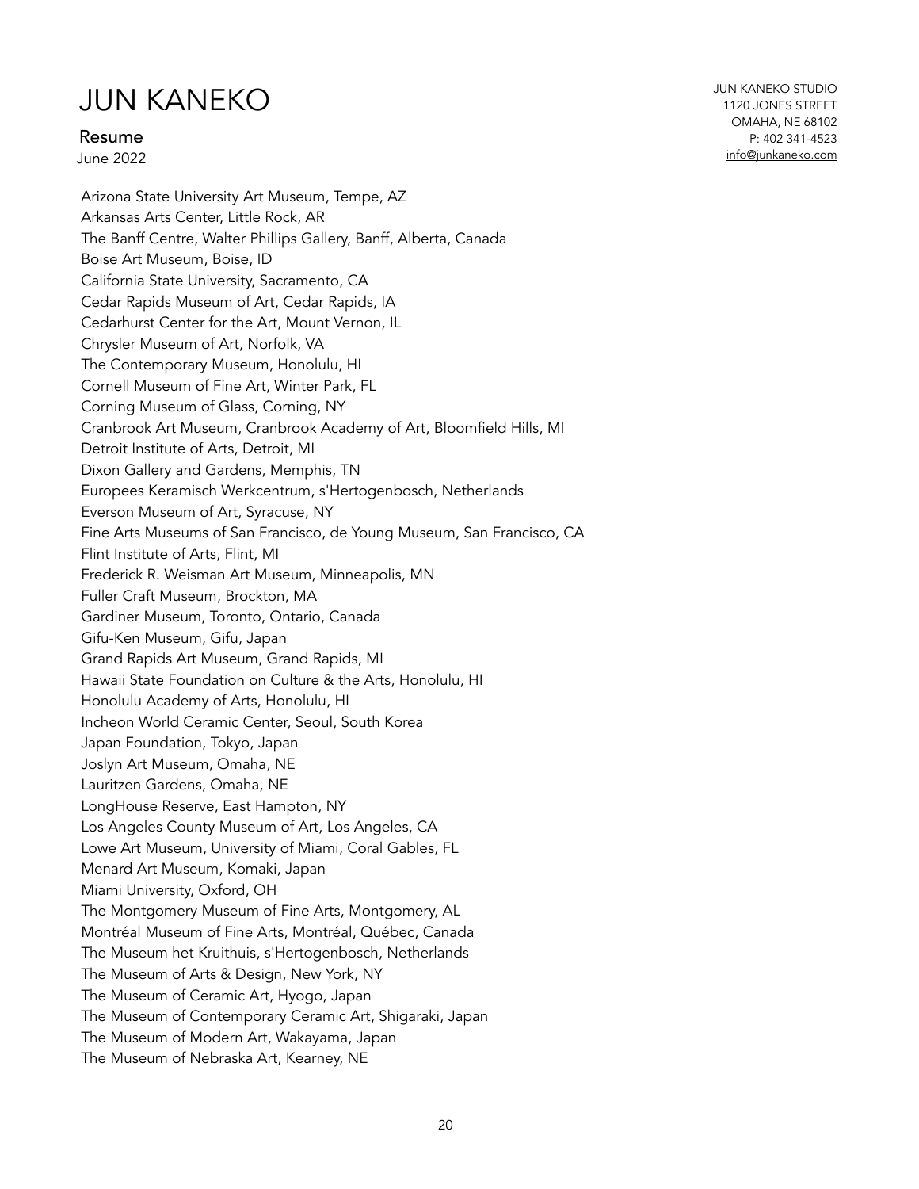Arizona State University Art Museum, Tempe, AZ
Arkansas Arts Center, Little Rock, AR
The Banff Centre, Walter Phillips Gallery, Banff, Alberta, Canada
Boise Art Museum, Boise, ID
California State University, Sacramento, CA
Cedar Rapids Museum of Art, Cedar Rapids, IA
Cedarhurst Center for the Art, Mount Vernon, IL
Chrysler Museum of Art, Norfolk, VA
The Contemporary Museum, Honolulu, HI
Cornell Museum of Fine Art, Winter Park, FL
Corning Museum of Glass, Corning, NY
Cranbrook Art Museum, Cranbrook Academy of Art, Bloomfield Hills, MI
Detroit Institute of Arts, Detroit, MI
Dixon Gallery and Gardens, Memphis, TN
Europees Keramisch Werkcentrum, s'Hertogenbosch, Netherlands
Everson Museum of Art, Syracuse, NY
Fine Arts Museums of San Francisco, de Young Museum, San Francisco, CA
Flint Institute of Arts, Flint, MI
Frederick R. Weisman Art Museum, Minneapolis, MN
Fuller Craft Museum, Brockton, MA
Gardiner Museum, Toronto, Ontario, Canada
Gifu-Ken Museum, Gifu, Japan
Grand Rapids Art Museum, Grand Rapids, MI
Hawaii State Foundation on Culture & the Arts, Honolulu, HI
Honolulu Academy of Arts, Honolulu, HI
Incheon World Ceramic Center, Seoul, South Korea
Japan Foundation, Tokyo, Japan
Joslyn Art Museum, Omaha, NE
Lauritzen Gardens, Omaha, NE
LongHouse Reserve, East Hampton, NY
Los Angeles County Museum of Art, Los Angeles, CA
Lowe Art Museum, University of Miami, Coral Gables, FL
Menard Art Museum, Komaki, Japan
Miami University, Oxford, OH
The Montgomery Museum of Fine Arts, Montgomery, AL
Montréal Museum of Fine Arts, Montréal, Québec, Canada
The Museum het Kruithuis, s'Hertogenbosch, Netherlands
The Museum of Arts & Design, New York, NY
The Museum of Ceramic Art, Hyogo, Japan
The Museum of Contemporary Ceramic Art, Shigaraki, Japan
The Museum of Modern Art, Wakayama, Japan
The Museum of Nebraska Art, Kearney, NE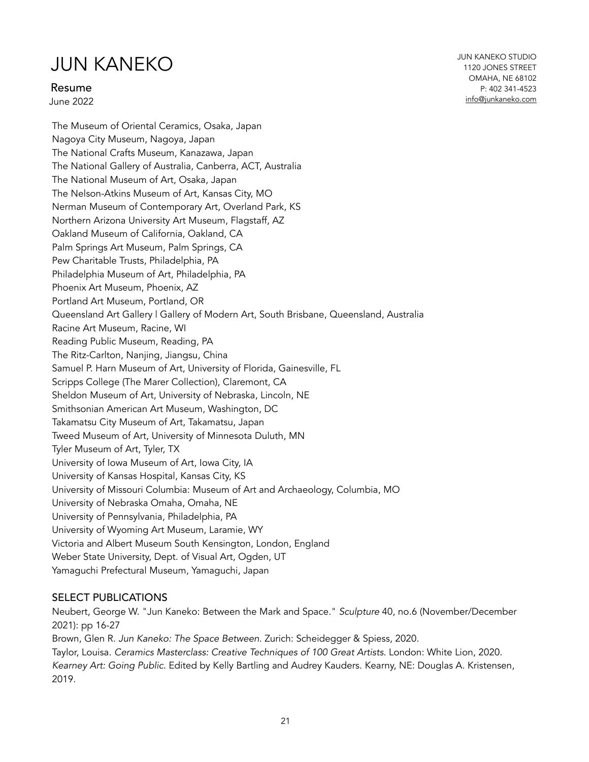The Museum of Oriental Ceramics, Osaka, Japan
Nagoya City Museum, Nagoya, Japan
The National Crafts Museum, Kanazawa, Japan
The National Gallery of Australia, Canberra, ACT, Australia
The National Museum of Art, Osaka, Japan
The Nelson-Atkins Museum of Art, Kansas City, MO
Nerman Museum of Contemporary Art, Overland Park, KS
Northern Arizona University Art Museum, Flagstaff, AZ
Oakland Museum of California, Oakland, CA
Palm Springs Art Museum, Palm Springs, CA
Pew Charitable Trusts, Philadelphia, PA
Philadelphia Museum of Art, Philadelphia, PA
Phoenix Art Museum, Phoenix, AZ
Portland Art Museum, Portland, OR
Queensland Art Gallery | Gallery of Modern Art, South Brisbane, Queensland, Australia
Racine Art Museum, Racine, WI
Reading Public Museum, Reading, PA
The Ritz-Carlton, Nanjing, Jiangsu, China
Samuel P. Harn Museum of Art, University of Florida, Gainesville, FL
Scripps College (The Marer Collection), Claremont, CA
Sheldon Museum of Art, University of Nebraska, Lincoln, NE
Smithsonian American Art Museum, Washington, DC
Takamatsu City Museum of Art, Takamatsu, Japan
Tweed Museum of Art, University of Minnesota Duluth, MN
Tyler Museum of Art, Tyler, TX
University of Iowa Museum of Art, Iowa City, IA
University of Kansas Hospital, Kansas City, KS
University of Missouri Columbia: Museum of Art and Archaeology, Columbia, MO
University of Nebraska Omaha, Omaha, NE
University of Pennsylvania, Philadelphia, PA
University of Wyoming Art Museum, Laramie, WY
Victoria and Albert Museum South Kensington, London, England
Weber State University, Dept. of Visual Art, Ogden, UT
Yamaguchi Prefectural Museum, Yamaguchi, Japan

## SELECT PUBLICATIONS

Neubert, George W. "Jun Kaneko: Between the Mark and Space." *Sculpture* 40, no.6 (November/December 2021): pp 16-27

Brown, Glen R. *Jun Kaneko: The Space Between*. Zurich: Scheidegger & Spiess, 2020.

Taylor, Louisa. *Ceramics Masterclass: Creative Techniques of 100 Great Artists*. London: White Lion, 2020.

*Kearney Art: Going Public*. Edited by Kelly Bartling and Audrey Kauders. Kearny, NE: Douglas A. Kristensen, 2019.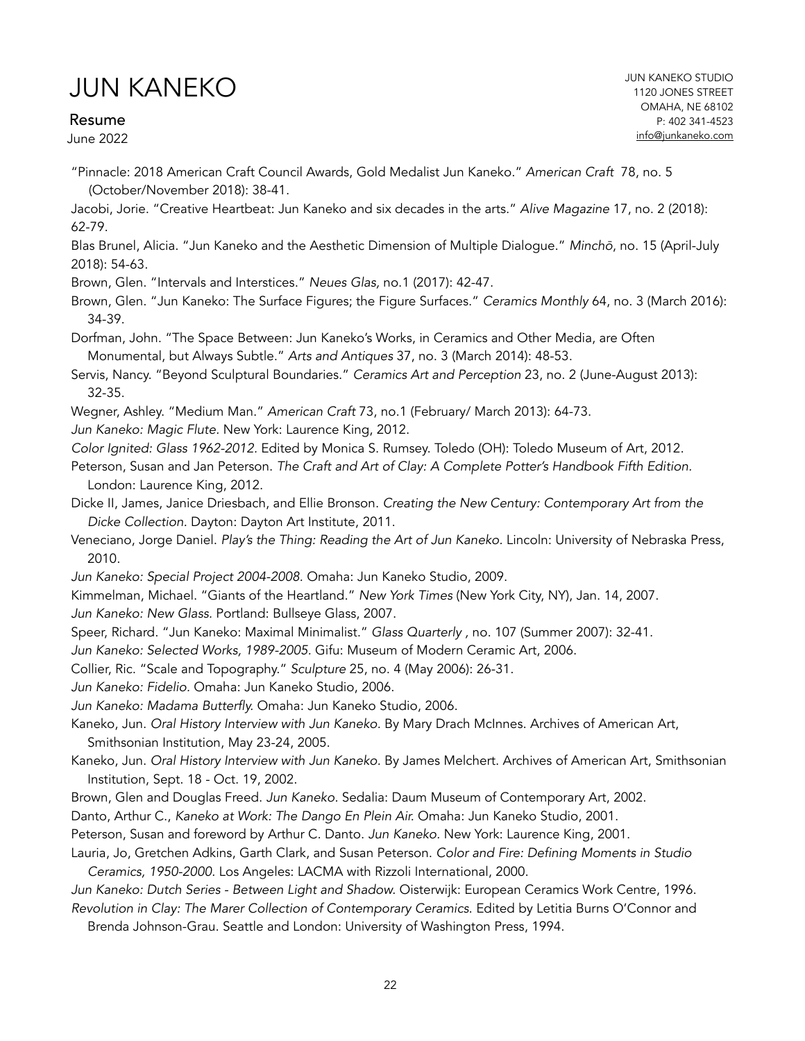"Pinnacle: 2018 American Craft Council Awards, Gold Medalist Jun Kaneko." *American Craft* 78, no. 5 (October/November 2018): 38-41.

Jacobi, Jorie. "Creative Heartbeat: Jun Kaneko and six decades in the arts." *Alive Magazine* 17, no. 2 (2018): 62-79.

Blas Brunel, Alicia. "Jun Kaneko and the Aesthetic Dimension of Multiple Dialogue." *Minchō*, no. 15 (April-July 2018): 54-63.

Brown, Glen. "Intervals and Interstices." *Neues Glas,* no.1 (2017): 42-47.

Brown, Glen. "Jun Kaneko: The Surface Figures; the Figure Surfaces." *Ceramics Monthly* 64, no. 3 (March 2016): 34-39.

Dorfman, John. "The Space Between: Jun Kaneko's Works, in Ceramics and Other Media, are Often Monumental, but Always Subtle." *Arts and Antiques* 37, no. 3 (March 2014): 48-53.

Servis, Nancy. "Beyond Sculptural Boundaries." *Ceramics Art and Perception* 23, no. 2 (June-August 2013): 32-35.

Wegner, Ashley. "Medium Man." *American Craft* 73, no.1 (February/ March 2013): 64-73.

*Jun Kaneko: Magic Flute.* New York: Laurence King, 2012.

*Color Ignited: Glass 1962-2012.* Edited by Monica S. Rumsey. Toledo (OH): Toledo Museum of Art, 2012.

Peterson, Susan and Jan Peterson. *The Craft and Art of Clay: A Complete Potter's Handbook Fifth Edition.* London: Laurence King, 2012.

Dicke II, James, Janice Driesbach, and Ellie Bronson. *Creating the New Century: Contemporary Art from the Dicke Collection.* Dayton: Dayton Art Institute, 2011.

Veneciano, Jorge Daniel. *Play's the Thing: Reading the Art of Jun Kaneko.* Lincoln: University of Nebraska Press, 2010.

*Jun Kaneko: Special Project 2004-2008.* Omaha: Jun Kaneko Studio, 2009.

Kimmelman, Michael. "Giants of the Heartland." *New York Times* (New York City, NY), Jan. 14, 2007.

*Jun Kaneko: New Glass.* Portland: Bullseye Glass, 2007.

Speer, Richard. "Jun Kaneko: Maximal Minimalist." *Glass Quarterly* , no. 107 (Summer 2007): 32-41.

*Jun Kaneko: Selected Works, 1989-2005.* Gifu: Museum of Modern Ceramic Art, 2006.

Collier, Ric. "Scale and Topography." *Sculpture* 25, no. 4 (May 2006): 26-31.

*Jun Kaneko: Fidelio.* Omaha: Jun Kaneko Studio, 2006.

*Jun Kaneko: Madama Butterfly.* Omaha: Jun Kaneko Studio, 2006.

Kaneko, Jun. *Oral History Interview with Jun Kaneko.* By Mary Drach McInnes. Archives of American Art, Smithsonian Institution, May 23-24, 2005.

Kaneko, Jun. *Oral History Interview with Jun Kaneko.* By James Melchert. Archives of American Art, Smithsonian Institution, Sept. 18 - Oct. 19, 2002.

Brown, Glen and Douglas Freed. *Jun Kaneko.* Sedalia: Daum Museum of Contemporary Art, 2002.

Danto, Arthur C., *Kaneko at Work: The Dango En Plein Air.* Omaha: Jun Kaneko Studio, 2001.

Peterson, Susan and foreword by Arthur C. Danto. *Jun Kaneko.* New York: Laurence King, 2001.

Lauria, Jo, Gretchen Adkins, Garth Clark, and Susan Peterson. *Color and Fire: Defining Moments in Studio Ceramics, 1950-2000.* Los Angeles: LACMA with Rizzoli International, 2000.

*Jun Kaneko: Dutch Series - Between Light and Shadow.* Oisterwijk: European Ceramics Work Centre, 1996.

*Revolution in Clay: The Marer Collection of Contemporary Ceramics.* Edited by Letitia Burns O'Connor and Brenda Johnson-Grau. Seattle and London: University of Washington Press, 1994.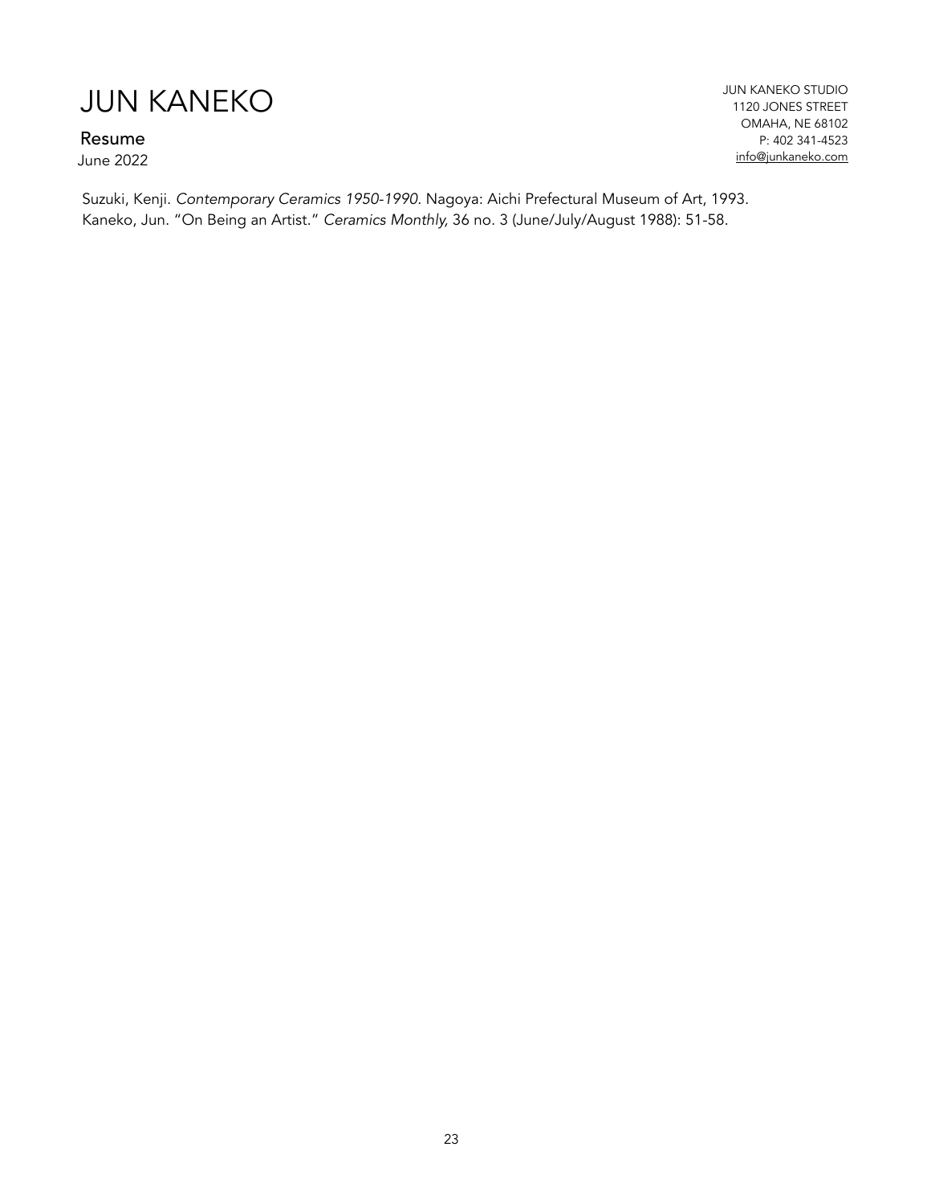Suzuki, Kenji. *Contemporary Ceramics 1950-1990.* Nagoya: Aichi Prefectural Museum of Art, 1993.

Kaneko, Jun. "On Being an Artist." *Ceramics Monthly,* 36 no. 3 (June/July/August 1988): 51-58.